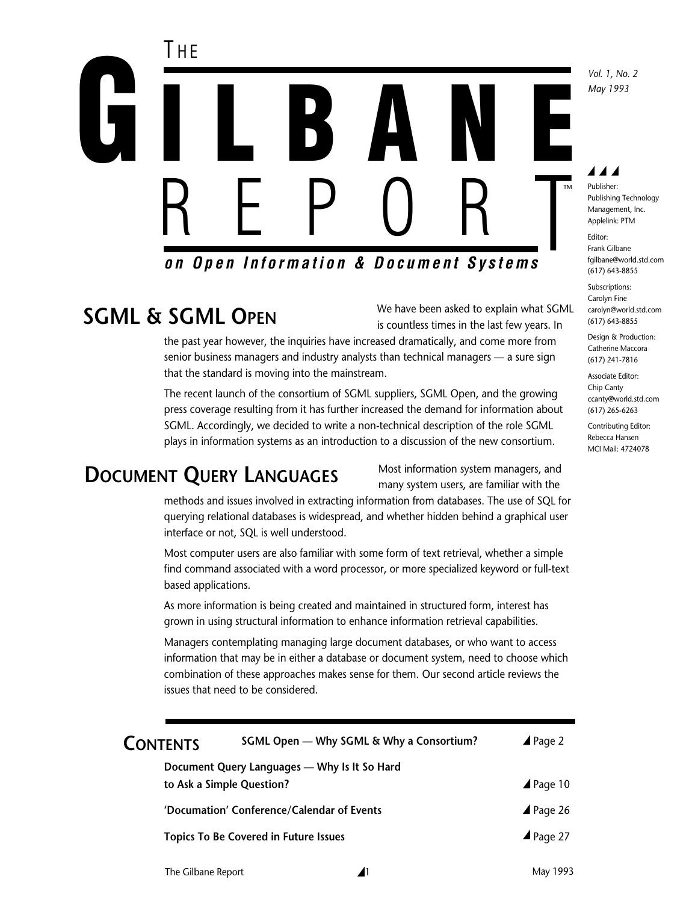# THE GILBANE REPORT™

***on Open Information & Document Systems***

*Vol. 1, No. 2*
*May 1993*

Publisher:
Publishing Technology Management, Inc.
Applelink: PTM

Editor:
Frank Gilbane
fgilbane@world.std.com
(617) 643-8855

Subscriptions:
Carolyn Fine
carolyn@world.std.com
(617) 643-8855

Design & Production:
Catherine Maccora
(617) 241-7816

Associate Editor:
Chip Canty
ccanty@world.std.com
(617) 265-6263

Contributing Editor:
Rebecca Hansen
MCI Mail: 4724078

## SGML & SGML Open

We have been asked to explain what SGML is countless times in the last few years. In the past year however, the inquiries have increased dramatically, and come more from senior business managers and industry analysts than technical managers — a sure sign that the standard is moving into the mainstream.

The recent launch of the consortium of SGML suppliers, SGML Open, and the growing press coverage resulting from it has further increased the demand for information about SGML. Accordingly, we decided to write a non-technical description of the role SGML plays in information systems as an introduction to a discussion of the new consortium.

## Document Query Languages

Most information system managers, and many system users, are familiar with the methods and issues involved in extracting information from databases. The use of SQL for querying relational databases is widespread, and whether hidden behind a graphical user interface or not, SQL is well understood.

Most computer users are also familiar with some form of text retrieval, whether a simple find command associated with a word processor, or more specialized keyword or full-text based applications.

As more information is being created and maintained in structured form, interest has grown in using structural information to enhance information retrieval capabilities.

Managers contemplating managing large document databases, or who want to access information that may be in either a database or document system, need to choose which combination of these approaches makes sense for them. Our second article reviews the issues that need to be considered.

## Contents

| | |
|---|---|
| **SGML Open — Why SGML & Why a Consortium?** | Page 2 |
| **Document Query Languages — Why Is It So Hard to Ask a Simple Question?** | Page 10 |
| **'Documation' Conference/Calendar of Events** | Page 26 |
| **Topics To Be Covered in Future Issues** | Page 27 |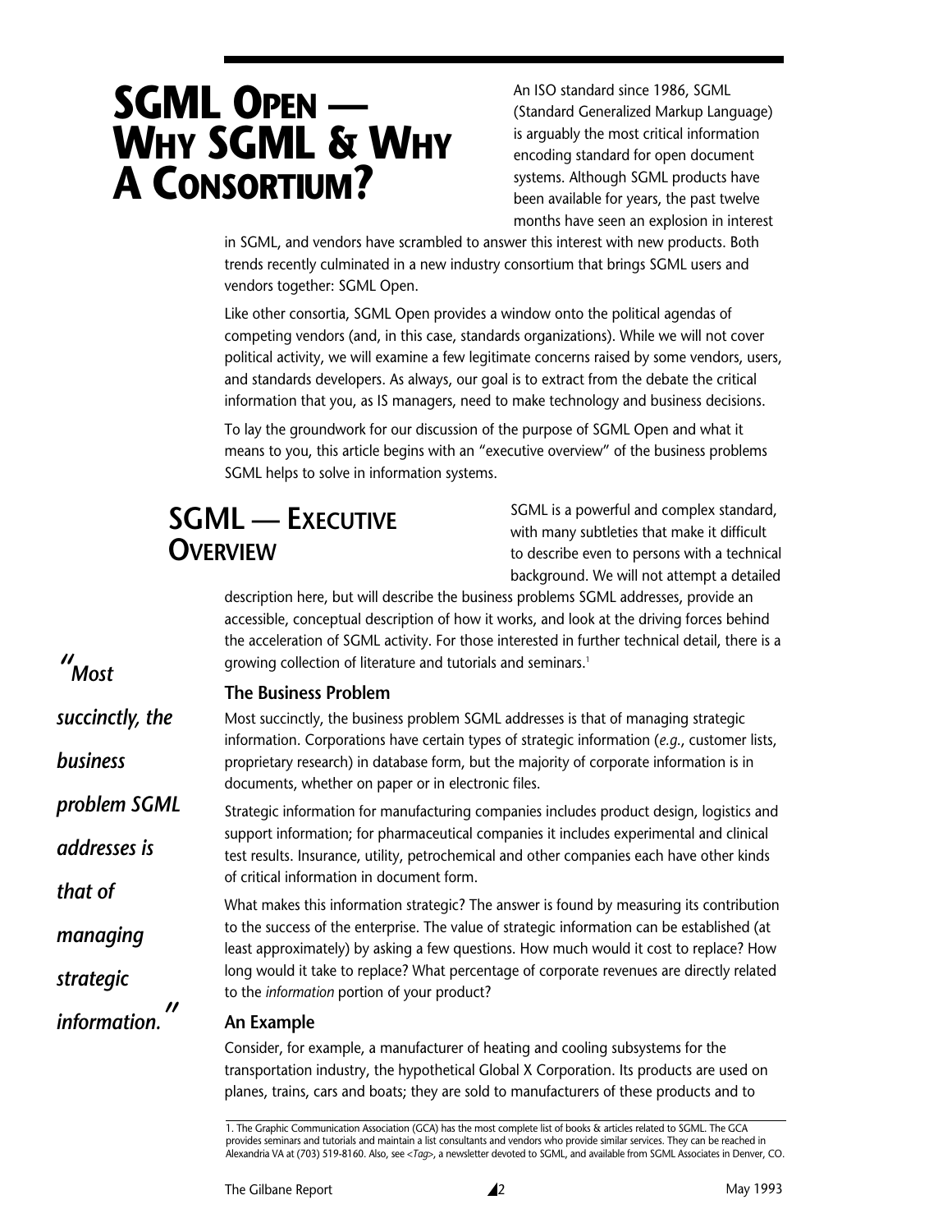# SGML Open — Why SGML & Why a Consortium?

An ISO standard since 1986, SGML (Standard Generalized Markup Language) is arguably the most critical information encoding standard for open document systems. Although SGML products have been available for years, the past twelve months have seen an explosion in interest in SGML, and vendors have scrambled to answer this interest with new products. Both trends recently culminated in a new industry consortium that brings SGML users and vendors together: SGML Open.

Like other consortia, SGML Open provides a window onto the political agendas of competing vendors (and, in this case, standards organizations). While we will not cover political activity, we will examine a few legitimate concerns raised by some vendors, users, and standards developers. As always, our goal is to extract from the debate the critical information that you, as IS managers, need to make technology and business decisions.

To lay the groundwork for our discussion of the purpose of SGML Open and what it means to you, this article begins with an "executive overview" of the business problems SGML helps to solve in information systems.

## SGML — Executive Overview

SGML is a powerful and complex standard, with many subtleties that make it difficult to describe even to persons with a technical background. We will not attempt a detailed description here, but will describe the business problems SGML addresses, provide an accessible, conceptual description of how it works, and look at the driving forces behind the acceleration of SGML activity. For those interested in further technical detail, there is a growing collection of literature and tutorials and seminars.[1]

> *"Most succinctly, the business problem SGML addresses is that of managing strategic information."*

### The Business Problem

Most succinctly, the business problem SGML addresses is that of managing strategic information. Corporations have certain types of strategic information (*e.g.*, customer lists, proprietary research) in database form, but the majority of corporate information is in documents, whether on paper or in electronic files.

Strategic information for manufacturing companies includes product design, logistics and support information; for pharmaceutical companies it includes experimental and clinical test results. Insurance, utility, petrochemical and other companies each have other kinds of critical information in document form.

What makes this information strategic? The answer is found by measuring its contribution to the success of the enterprise. The value of strategic information can be established (at least approximately) by asking a few questions. How much would it cost to replace? How long would it take to replace? What percentage of corporate revenues are directly related to the *information* portion of your product?

### An Example

Consider, for example, a manufacturer of heating and cooling subsystems for the transportation industry, the hypothetical Global X Corporation. Its products are used on planes, trains, cars and boats; they are sold to manufacturers of these products and to

---

1. The Graphic Communication Association (GCA) has the most complete list of books & articles related to SGML. The GCA provides seminars and tutorials and maintain a list consultants and vendors who provide similar services. They can be reached in Alexandria VA at (703) 519-8160. Also, see <*Tag*>, a newsletter devoted to SGML, and available from SGML Associates in Denver, CO.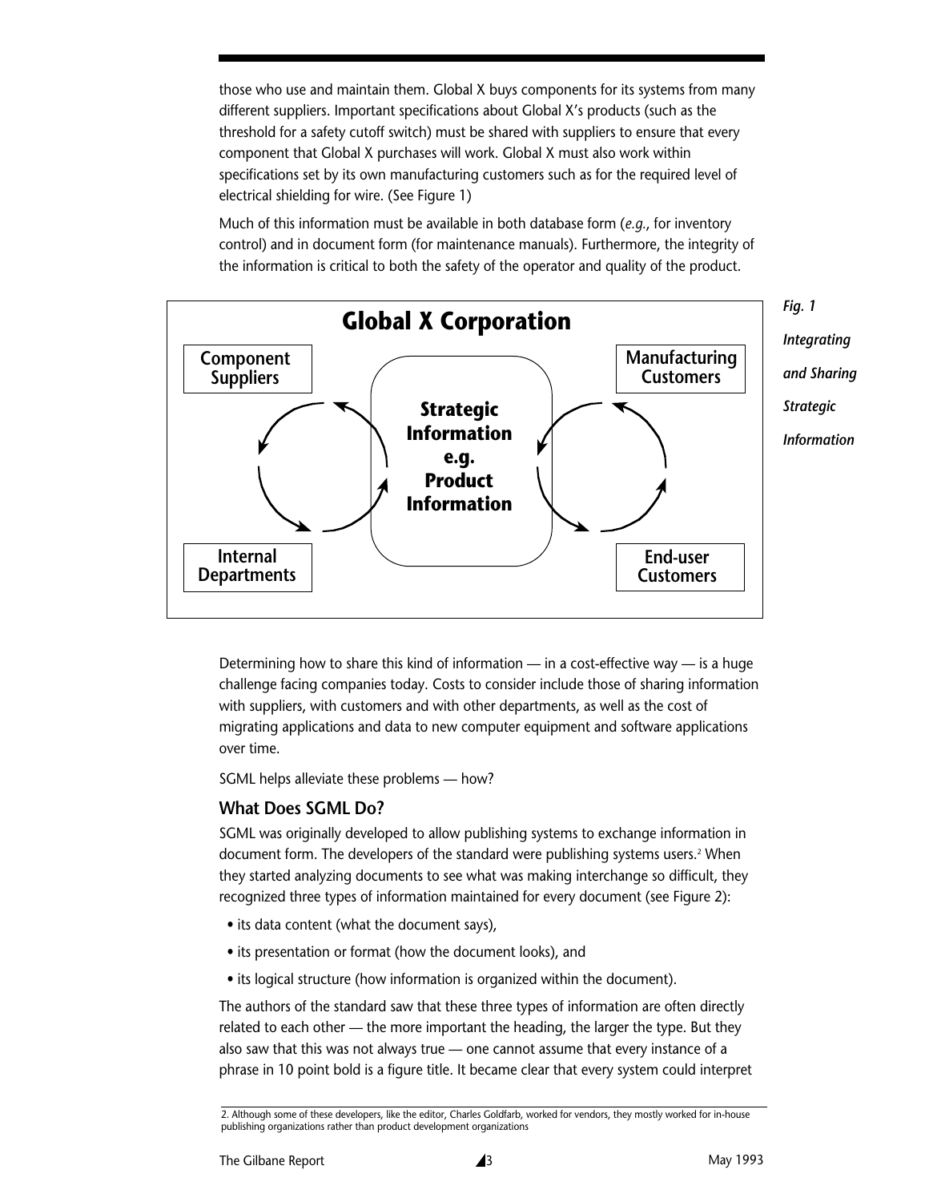those who use and maintain them. Global X buys components for its systems from many different suppliers. Important specifications about Global X's products (such as the threshold for a safety cutoff switch) must be shared with suppliers to ensure that every component that Global X purchases will work. Global X must also work within specifications set by its own manufacturing customers such as for the required level of electrical shielding for wire. (See Figure 1)

Much of this information must be available in both database form (*e.g.*, for inventory control) and in document form (for maintenance manuals). Furthermore, the integrity of the information is critical to both the safety of the operator and quality of the product.

*Fig. 1 Integrating and Sharing Strategic Information*

Determining how to share this kind of information — in a cost-effective way — is a huge challenge facing companies today. Costs to consider include those of sharing information with suppliers, with customers and with other departments, as well as the cost of migrating applications and data to new computer equipment and software applications over time.

SGML helps alleviate these problems — how?

### What Does SGML Do?

SGML was originally developed to allow publishing systems to exchange information in document form. The developers of the standard were publishing systems users.[2] When they started analyzing documents to see what was making interchange so difficult, they recognized three types of information maintained for every document (see Figure 2):

- its data content (what the document says),
- its presentation or format (how the document looks), and
- its logical structure (how information is organized within the document).

The authors of the standard saw that these three types of information are often directly related to each other — the more important the heading, the larger the type. But they also saw that this was not always true — one cannot assume that every instance of a phrase in 10 point bold is a figure title. It became clear that every system could interpret

2. Although some of these developers, like the editor, Charles Goldfarb, worked for vendors, they mostly worked for in-house publishing organizations rather than product development organizations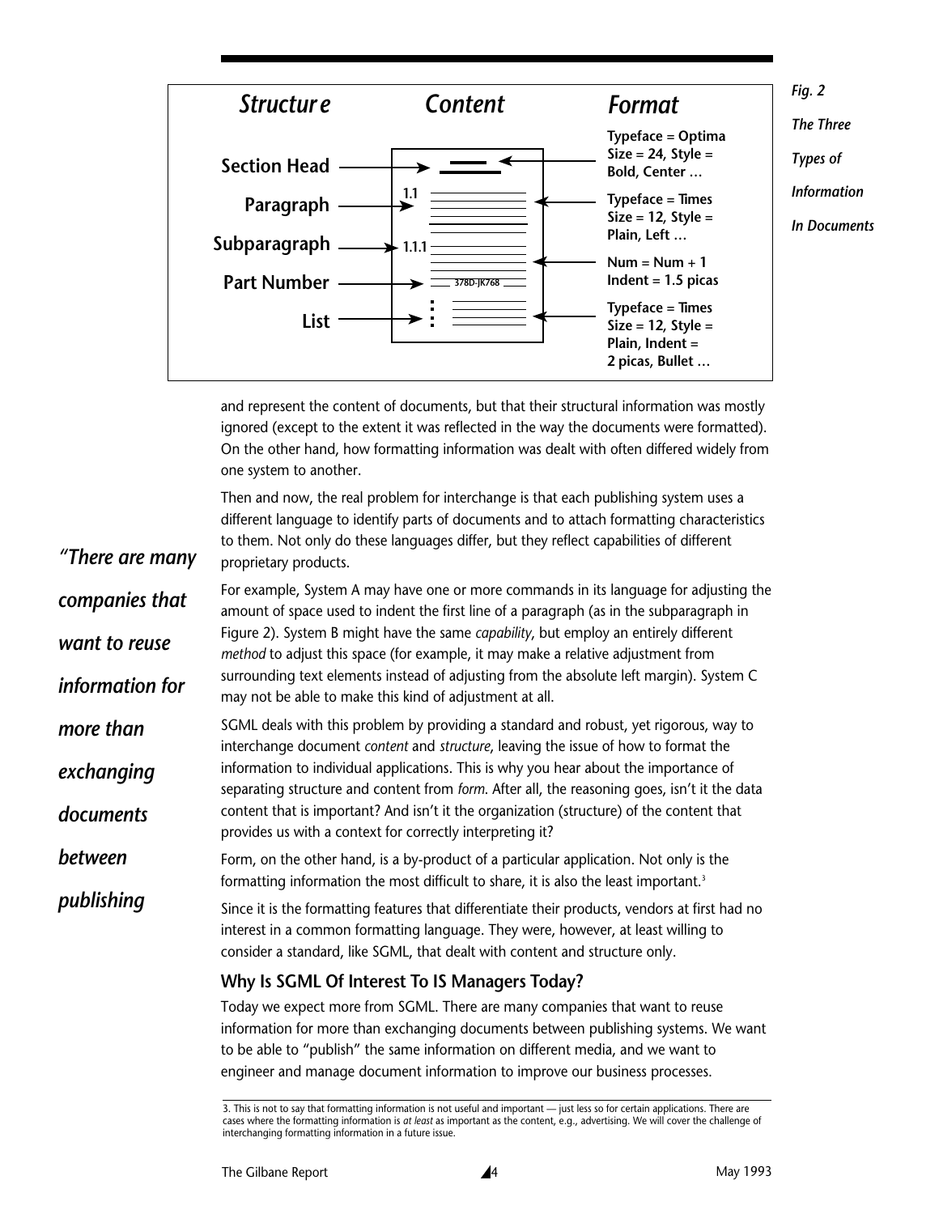| Structure | Content | Format |
|---|---|---|
| Section Head | | Typeface = Optima Size = 24, Style = Bold, Center … |
| Paragraph | 1.1 | Typeface = Times Size = 12, Style = Plain, Left … |
| Subparagraph | 1.1.1 | Num = Num + 1 Indent = 1.5 picas |
| Part Number | 378D-JK768 | |
| List | ⋮ | Typeface = Times Size = 12, Style = Plain, Indent = 2 picas, Bullet … |

*Fig. 2 The Three Types of Information In Documents*

and represent the content of documents, but that their structural information was mostly ignored (except to the extent it was reflected in the way the documents were formatted). On the other hand, how formatting information was dealt with often differed widely from one system to another.

Then and now, the real problem for interchange is that each publishing system uses a different language to identify parts of documents and to attach formatting characteristics to them. Not only do these languages differ, but they reflect capabilities of different proprietary products.

*"There are many companies that want to reuse information for more than exchanging documents between publishing*

For example, System A may have one or more commands in its language for adjusting the amount of space used to indent the first line of a paragraph (as in the subparagraph in Figure 2). System B might have the same *capability*, but employ an entirely different *method* to adjust this space (for example, it may make a relative adjustment from surrounding text elements instead of adjusting from the absolute left margin). System C may not be able to make this kind of adjustment at all.

SGML deals with this problem by providing a standard and robust, yet rigorous, way to interchange document *content* and *structure*, leaving the issue of how to format the information to individual applications. This is why you hear about the importance of separating structure and content from *form*. After all, the reasoning goes, isn't it the data content that is important? And isn't it the organization (structure) of the content that provides us with a context for correctly interpreting it?

Form, on the other hand, is a by-product of a particular application. Not only is the formatting information the most difficult to share, it is also the least important.[3]

Since it is the formatting features that differentiate their products, vendors at first had no interest in a common formatting language. They were, however, at least willing to consider a standard, like SGML, that dealt with content and structure only.

### Why Is SGML Of Interest To IS Managers Today?

Today we expect more from SGML. There are many companies that want to reuse information for more than exchanging documents between publishing systems. We want to be able to "publish" the same information on different media, and we want to engineer and manage document information to improve our business processes.

3. This is not to say that formatting information is not useful and important — just less so for certain applications. There are cases where the formatting information is *at least* as important as the content, e.g., advertising. We will cover the challenge of interchanging formatting information in a future issue.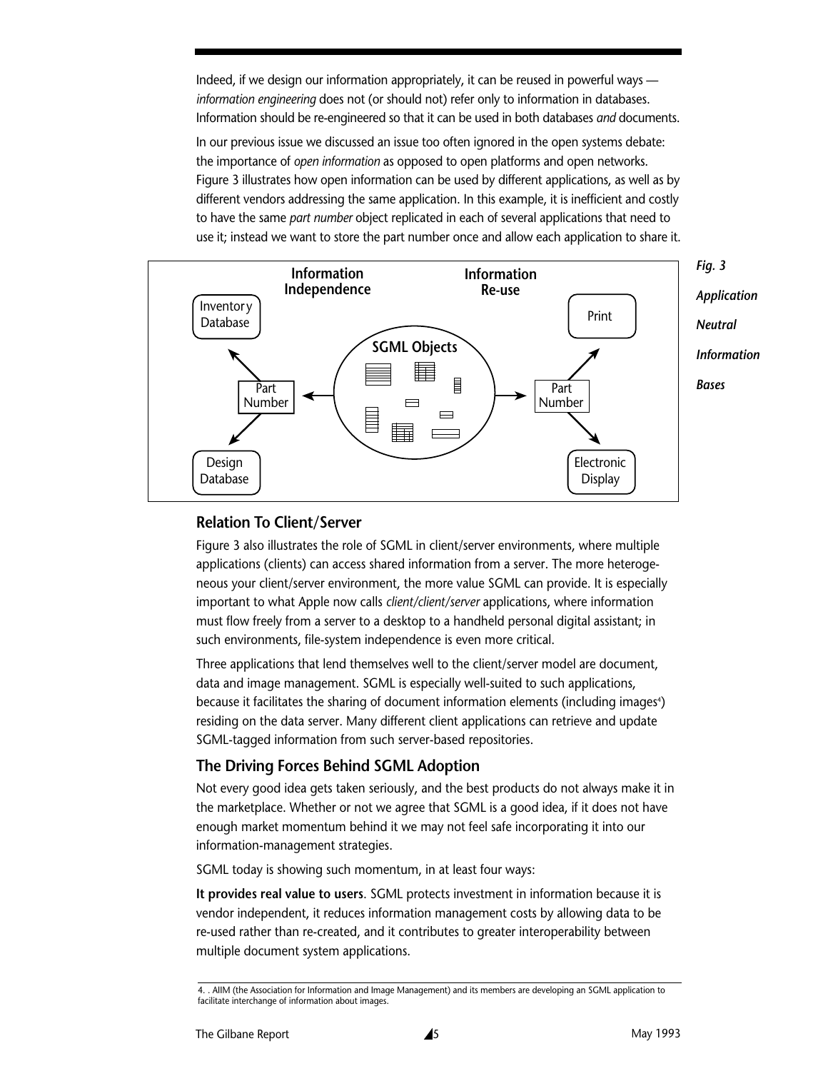Indeed, if we design our information appropriately, it can be reused in powerful ways — *information engineering* does not (or should not) refer only to information in databases. Information should be re-engineered so that it can be used in both databases *and* documents.

In our previous issue we discussed an issue too often ignored in the open systems debate: the importance of *open information* as opposed to open platforms and open networks. Figure 3 illustrates how open information can be used by different applications, as well as by different vendors addressing the same application. In this example, it is inefficient and costly to have the same *part number* object replicated in each of several applications that need to use it; instead we want to store the part number once and allow each application to share it.

***Fig. 3 Application Neutral Information Bases***

## Relation To Client/Server

Figure 3 also illustrates the role of SGML in client/server environments, where multiple applications (clients) can access shared information from a server. The more heterogeneous your client/server environment, the more value SGML can provide. It is especially important to what Apple now calls *client/client/server* applications, where information must flow freely from a server to a desktop to a handheld personal digital assistant; in such environments, file-system independence is even more critical.

Three applications that lend themselves well to the client/server model are document, data and image management. SGML is especially well-suited to such applications, because it facilitates the sharing of document information elements (including images[4]) residing on the data server. Many different client applications can retrieve and update SGML-tagged information from such server-based repositories.

## The Driving Forces Behind SGML Adoption

Not every good idea gets taken seriously, and the best products do not always make it in the marketplace. Whether or not we agree that SGML is a good idea, if it does not have enough market momentum behind it we may not feel safe incorporating it into our information-management strategies.

SGML today is showing such momentum, in at least four ways:

**It provides real value to users**. SGML protects investment in information because it is vendor independent, it reduces information management costs by allowing data to be re-used rather than re-created, and it contributes to greater interoperability between multiple document system applications.

4. . AIIM (the Association for Information and Image Management) and its members are developing an SGML application to facilitate interchange of information about images.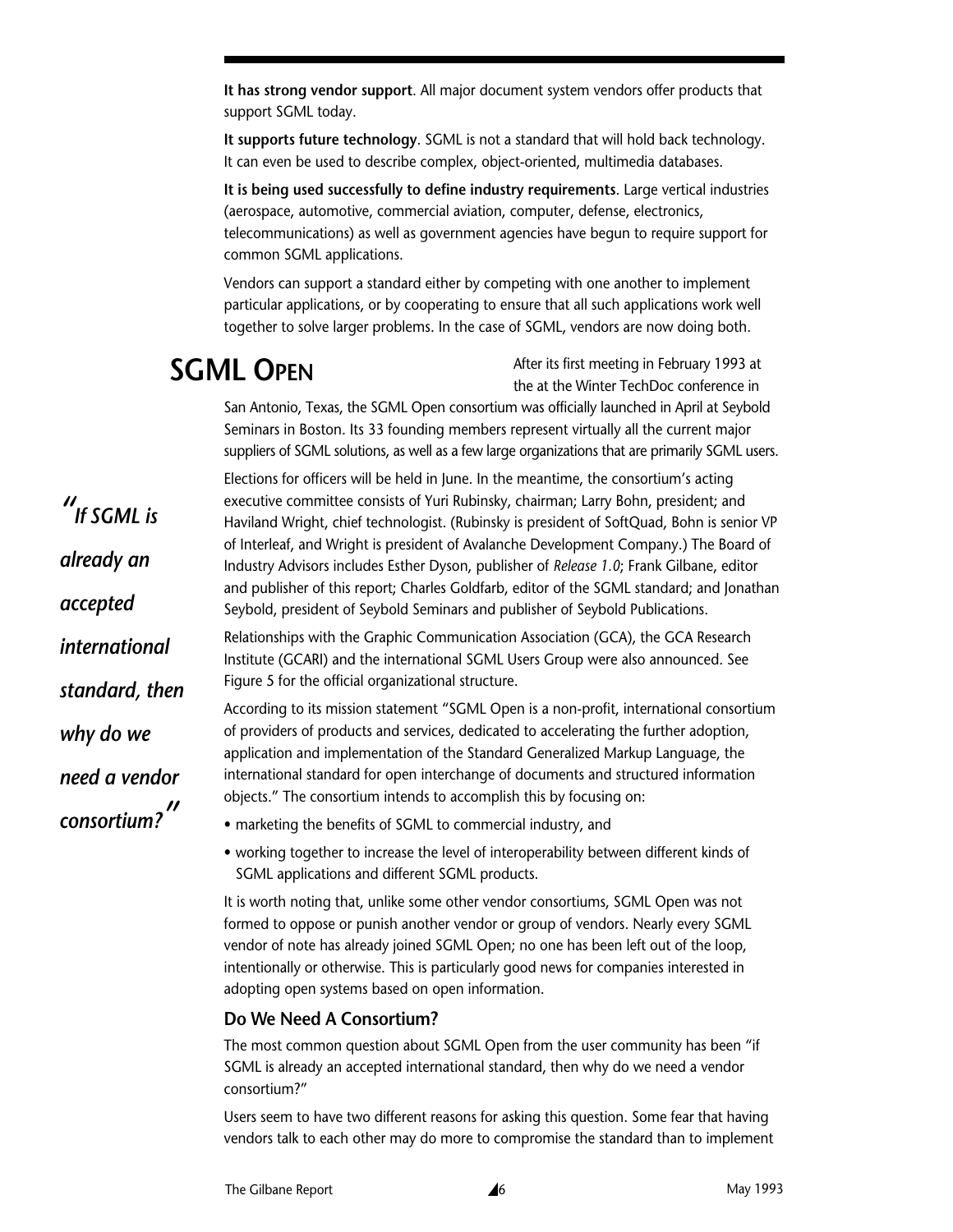**It has strong vendor support**. All major document system vendors offer products that support SGML today.

**It supports future technology**. SGML is not a standard that will hold back technology. It can even be used to describe complex, object-oriented, multimedia databases.

**It is being used successfully to define industry requirements**. Large vertical industries (aerospace, automotive, commercial aviation, computer, defense, electronics, telecommunications) as well as government agencies have begun to require support for common SGML applications.

Vendors can support a standard either by competing with one another to implement particular applications, or by cooperating to ensure that all such applications work well together to solve larger problems. In the case of SGML, vendors are now doing both.

## SGML Open

After its first meeting in February 1993 at the at the Winter TechDoc conference in San Antonio, Texas, the SGML Open consortium was officially launched in April at Seybold Seminars in Boston. Its 33 founding members represent virtually all the current major suppliers of SGML solutions, as well as a few large organizations that are primarily SGML users.

> *"If SGML is already an accepted international standard, then why do we need a vendor consortium?"*

Elections for officers will be held in June. In the meantime, the consortium's acting executive committee consists of Yuri Rubinsky, chairman; Larry Bohn, president; and Haviland Wright, chief technologist. (Rubinsky is president of SoftQuad, Bohn is senior VP of Interleaf, and Wright is president of Avalanche Development Company.) The Board of Industry Advisors includes Esther Dyson, publisher of *Release 1.0*; Frank Gilbane, editor and publisher of this report; Charles Goldfarb, editor of the SGML standard; and Jonathan Seybold, president of Seybold Seminars and publisher of Seybold Publications.

Relationships with the Graphic Communication Association (GCA), the GCA Research Institute (GCARI) and the international SGML Users Group were also announced. See Figure 5 for the official organizational structure.

According to its mission statement "SGML Open is a non-profit, international consortium of providers of products and services, dedicated to accelerating the further adoption, application and implementation of the Standard Generalized Markup Language, the international standard for open interchange of documents and structured information objects." The consortium intends to accomplish this by focusing on:

- marketing the benefits of SGML to commercial industry, and
- working together to increase the level of interoperability between different kinds of SGML applications and different SGML products.

It is worth noting that, unlike some other vendor consortiums, SGML Open was not formed to oppose or punish another vendor or group of vendors. Nearly every SGML vendor of note has already joined SGML Open; no one has been left out of the loop, intentionally or otherwise. This is particularly good news for companies interested in adopting open systems based on open information.

### Do We Need A Consortium?

The most common question about SGML Open from the user community has been "if SGML is already an accepted international standard, then why do we need a vendor consortium?"

Users seem to have two different reasons for asking this question. Some fear that having vendors talk to each other may do more to compromise the standard than to implement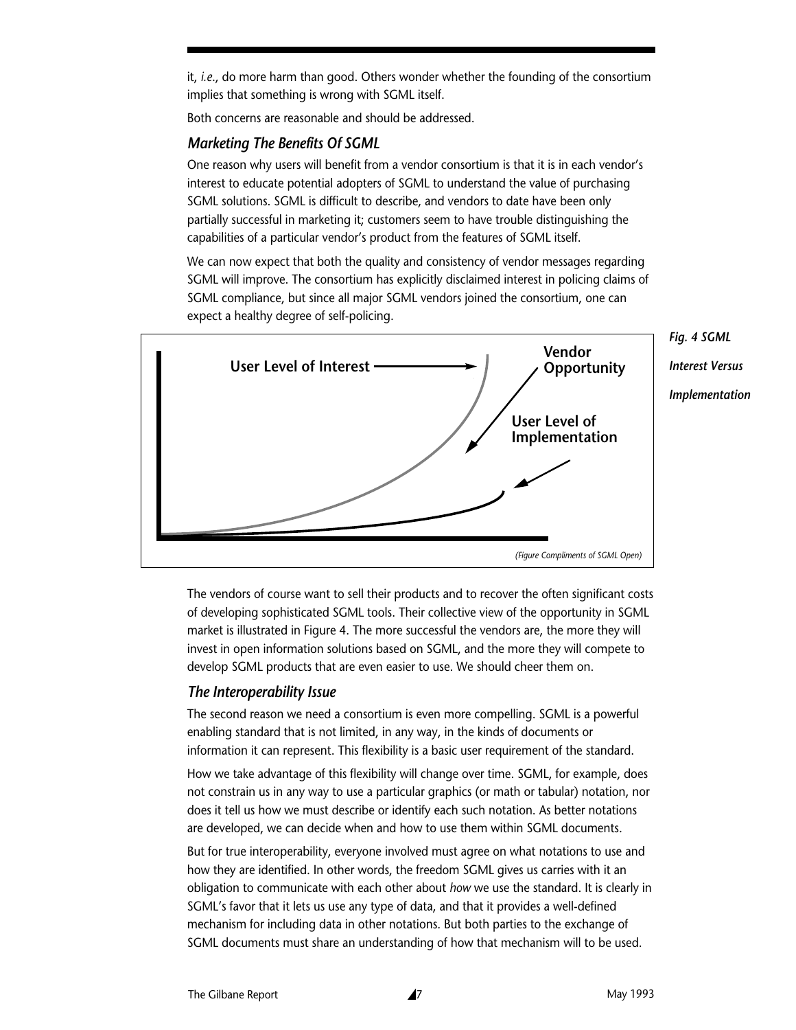it, *i.e.*, do more harm than good. Others wonder whether the founding of the consortium implies that something is wrong with SGML itself.

Both concerns are reasonable and should be addressed.

### *Marketing The Benefits Of SGML*

One reason why users will benefit from a vendor consortium is that it is in each vendor's interest to educate potential adopters of SGML to understand the value of purchasing SGML solutions. SGML is difficult to describe, and vendors to date have been only partially successful in marketing it; customers seem to have trouble distinguishing the capabilities of a particular vendor's product from the features of SGML itself.

We can now expect that both the quality and consistency of vendor messages regarding SGML will improve. The consortium has explicitly disclaimed interest in policing claims of SGML compliance, but since all major SGML vendors joined the consortium, one can expect a healthy degree of self-policing.

User Level of Interest

Vendor Opportunity

User Level of Implementation

*(Figure Compliments of SGML Open)*

***Fig. 4 SGML Interest Versus Implementation***

The vendors of course want to sell their products and to recover the often significant costs of developing sophisticated SGML tools. Their collective view of the opportunity in SGML market is illustrated in Figure 4. The more successful the vendors are, the more they will invest in open information solutions based on SGML, and the more they will compete to develop SGML products that are even easier to use. We should cheer them on.

### *The Interoperability Issue*

The second reason we need a consortium is even more compelling. SGML is a powerful enabling standard that is not limited, in any way, in the kinds of documents or information it can represent. This flexibility is a basic user requirement of the standard.

How we take advantage of this flexibility will change over time. SGML, for example, does not constrain us in any way to use a particular graphics (or math or tabular) notation, nor does it tell us how we must describe or identify each such notation. As better notations are developed, we can decide when and how to use them within SGML documents.

But for true interoperability, everyone involved must agree on what notations to use and how they are identified. In other words, the freedom SGML gives us carries with it an obligation to communicate with each other about *how* we use the standard. It is clearly in SGML's favor that it lets us use any type of data, and that it provides a well-defined mechanism for including data in other notations. But both parties to the exchange of SGML documents must share an understanding of how that mechanism will to be used.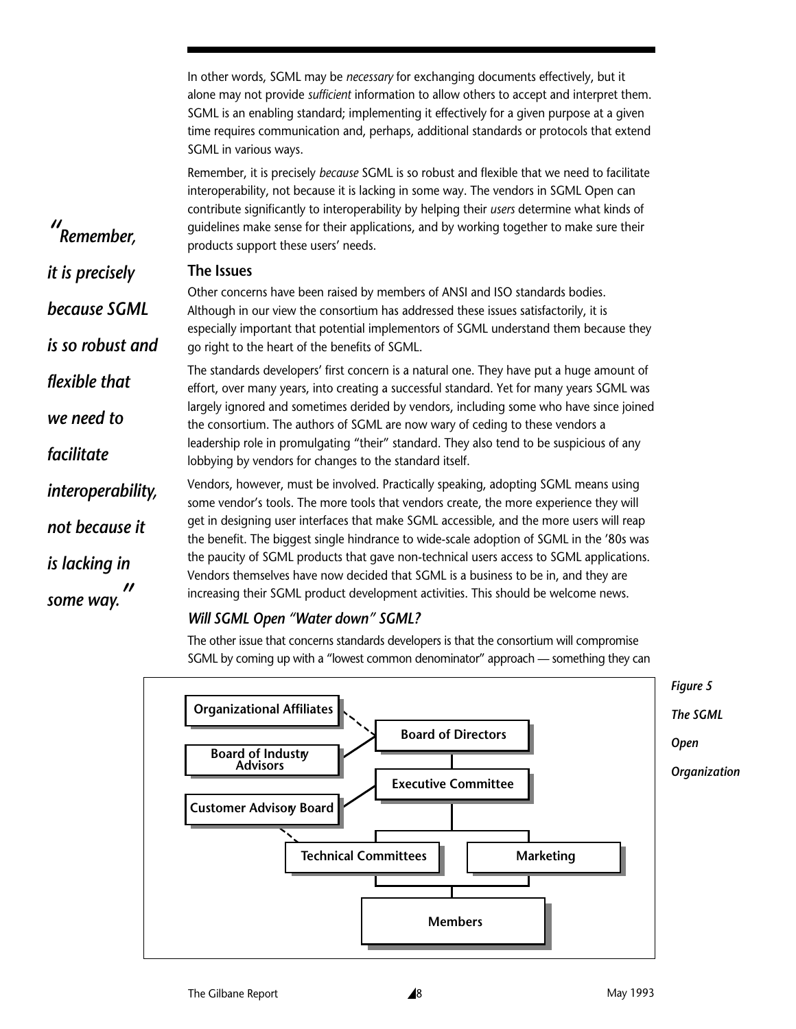In other words, SGML may be *necessary* for exchanging documents effectively, but it alone may not provide *sufficient* information to allow others to accept and interpret them. SGML is an enabling standard; implementing it effectively for a given purpose at a given time requires communication and, perhaps, additional standards or protocols that extend SGML in various ways.

Remember, it is precisely *because* SGML is so robust and flexible that we need to facilitate interoperability, not because it is lacking in some way. The vendors in SGML Open can contribute significantly to interoperability by helping their *users* determine what kinds of guidelines make sense for their applications, and by working together to make sure their products support these users' needs.

> ***"Remember, it is precisely because SGML is so robust and flexible that we need to facilitate interoperability, not because it is lacking in some way."***

## The Issues

Other concerns have been raised by members of ANSI and ISO standards bodies. Although in our view the consortium has addressed these issues satisfactorily, it is especially important that potential implementors of SGML understand them because they go right to the heart of the benefits of SGML.

The standards developers' first concern is a natural one. They have put a huge amount of effort, over many years, into creating a successful standard. Yet for many years SGML was largely ignored and sometimes derided by vendors, including some who have since joined the consortium. The authors of SGML are now wary of ceding to these vendors a leadership role in promulgating "their" standard. They also tend to be suspicious of any lobbying by vendors for changes to the standard itself.

Vendors, however, must be involved. Practically speaking, adopting SGML means using some vendor's tools. The more tools that vendors create, the more experience they will get in designing user interfaces that make SGML accessible, and the more users will reap the benefit. The biggest single hindrance to wide-scale adoption of SGML in the '80s was the paucity of SGML products that gave non-technical users access to SGML applications. Vendors themselves have now decided that SGML is a business to be in, and they are increasing their SGML product development activities. This should be welcome news.

### *Will SGML Open "Water down" SGML?*

The other issue that concerns standards developers is that the consortium will compromise SGML by coming up with a "lowest common denominator" approach — something they can

Organizational Affiliates
Board of Industry Advisors
Customer Advisory Board
Board of Directors
Executive Committee
Technical Committees
Marketing
Members

***Figure 5 The SGML Open Organization***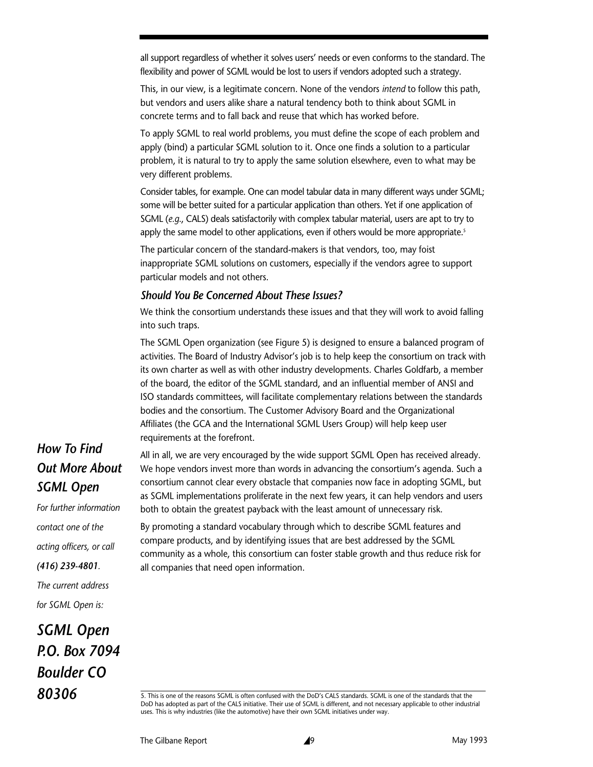all support regardless of whether it solves users' needs or even conforms to the standard. The flexibility and power of SGML would be lost to users if vendors adopted such a strategy.

This, in our view, is a legitimate concern. None of the vendors *intend* to follow this path, but vendors and users alike share a natural tendency both to think about SGML in concrete terms and to fall back and reuse that which has worked before.

To apply SGML to real world problems, you must define the scope of each problem and apply (bind) a particular SGML solution to it. Once one finds a solution to a particular problem, it is natural to try to apply the same solution elsewhere, even to what may be very different problems.

Consider tables, for example. One can model tabular data in many different ways under SGML; some will be better suited for a particular application than others. Yet if one application of SGML (*e.g.*, CALS) deals satisfactorily with complex tabular material, users are apt to try to apply the same model to other applications, even if others would be more appropriate.[5]

The particular concern of the standard-makers is that vendors, too, may foist inappropriate SGML solutions on customers, especially if the vendors agree to support particular models and not others.

### *Should You Be Concerned About These Issues?*

We think the consortium understands these issues and that they will work to avoid falling into such traps.

The SGML Open organization (see Figure 5) is designed to ensure a balanced program of activities. The Board of Industry Advisor's job is to help keep the consortium on track with its own charter as well as with other industry developments. Charles Goldfarb, a member of the board, the editor of the SGML standard, and an influential member of ANSI and ISO standards committees, will facilitate complementary relations between the standards bodies and the consortium. The Customer Advisory Board and the Organizational Affiliates (the GCA and the International SGML Users Group) will help keep user requirements at the forefront.

All in all, we are very encouraged by the wide support SGML Open has received already. We hope vendors invest more than words in advancing the consortium's agenda. Such a consortium cannot clear every obstacle that companies now face in adopting SGML, but as SGML implementations proliferate in the next few years, it can help vendors and users both to obtain the greatest payback with the least amount of unnecessary risk.

By promoting a standard vocabulary through which to describe SGML features and compare products, and by identifying issues that are best addressed by the SGML community as a whole, this consortium can foster stable growth and thus reduce risk for all companies that need open information.

## *How To Find Out More About SGML Open*

*For further information contact one of the acting officers, or call* ***(416) 239-4801****.*

*The current address for SGML Open is:*

***SGML Open***
***P.O. Box 7094***
***Boulder CO 80306***

---

5. This is one of the reasons SGML is often confused with the DoD's CALS standards. SGML is one of the standards that the DoD has adopted as part of the CALS initiative. Their use of SGML is different, and not necessary applicable to other industrial uses. This is why industries (like the automotive) have their own SGML initiatives under way.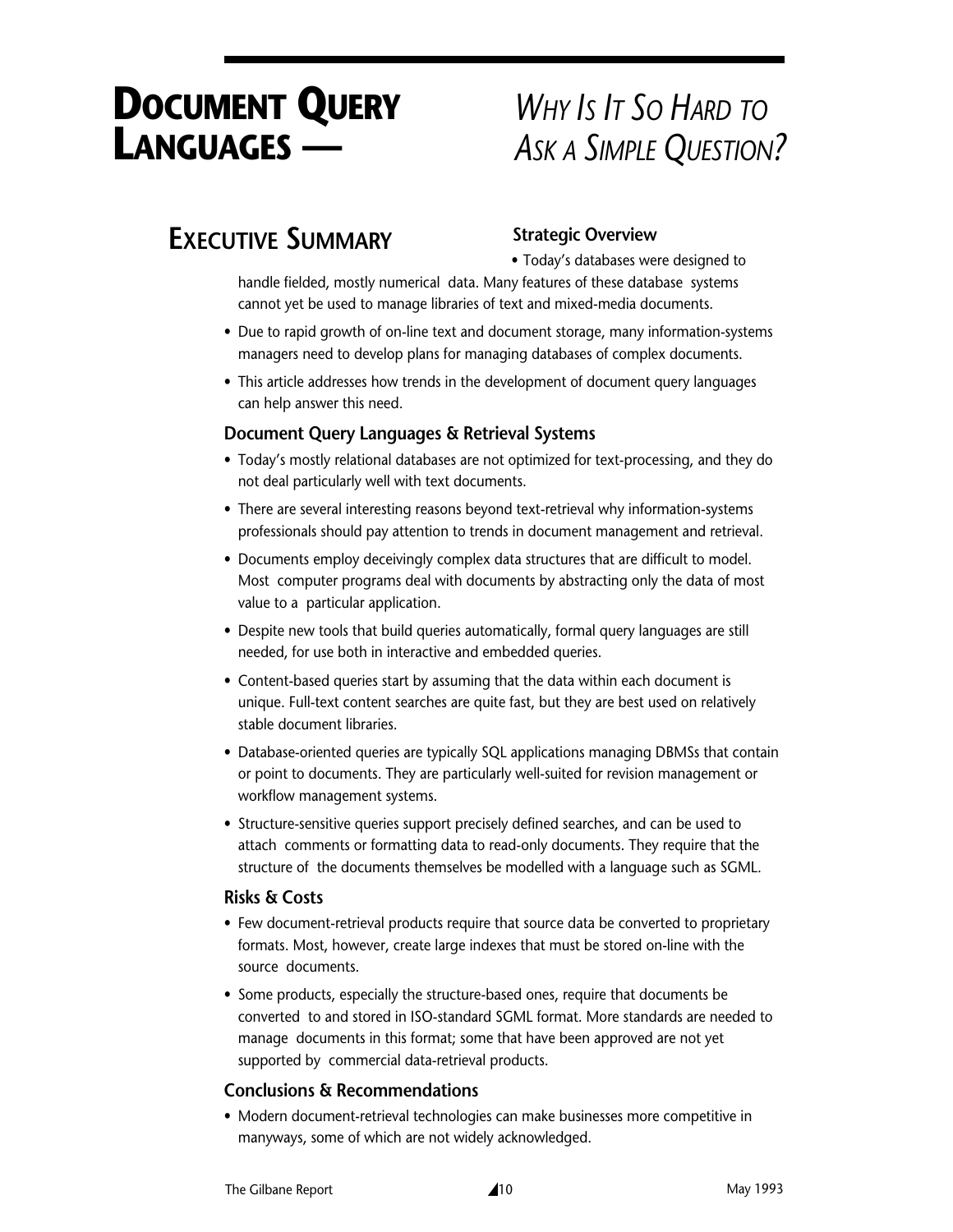# Document Query Languages — *Why Is It So Hard to Ask a Simple Question?*

## Executive Summary

### Strategic Overview

- Today's databases were designed to handle fielded, mostly numerical data. Many features of these database systems cannot yet be used to manage libraries of text and mixed-media documents.
- Due to rapid growth of on-line text and document storage, many information-systems managers need to develop plans for managing databases of complex documents.
- This article addresses how trends in the development of document query languages can help answer this need.

### Document Query Languages & Retrieval Systems

- Today's mostly relational databases are not optimized for text-processing, and they do not deal particularly well with text documents.
- There are several interesting reasons beyond text-retrieval why information-systems professionals should pay attention to trends in document management and retrieval.
- Documents employ deceivingly complex data structures that are difficult to model. Most computer programs deal with documents by abstracting only the data of most value to a particular application.
- Despite new tools that build queries automatically, formal query languages are still needed, for use both in interactive and embedded queries.
- Content-based queries start by assuming that the data within each document is unique. Full-text content searches are quite fast, but they are best used on relatively stable document libraries.
- Database-oriented queries are typically SQL applications managing DBMSs that contain or point to documents. They are particularly well-suited for revision management or workflow management systems.
- Structure-sensitive queries support precisely defined searches, and can be used to attach comments or formatting data to read-only documents. They require that the structure of the documents themselves be modelled with a language such as SGML.

### Risks & Costs

- Few document-retrieval products require that source data be converted to proprietary formats. Most, however, create large indexes that must be stored on-line with the source documents.
- Some products, especially the structure-based ones, require that documents be converted to and stored in ISO-standard SGML format. More standards are needed to manage documents in this format; some that have been approved are not yet supported by commercial data-retrieval products.

### Conclusions & Recommendations

- Modern document-retrieval technologies can make businesses more competitive in manyways, some of which are not widely acknowledged.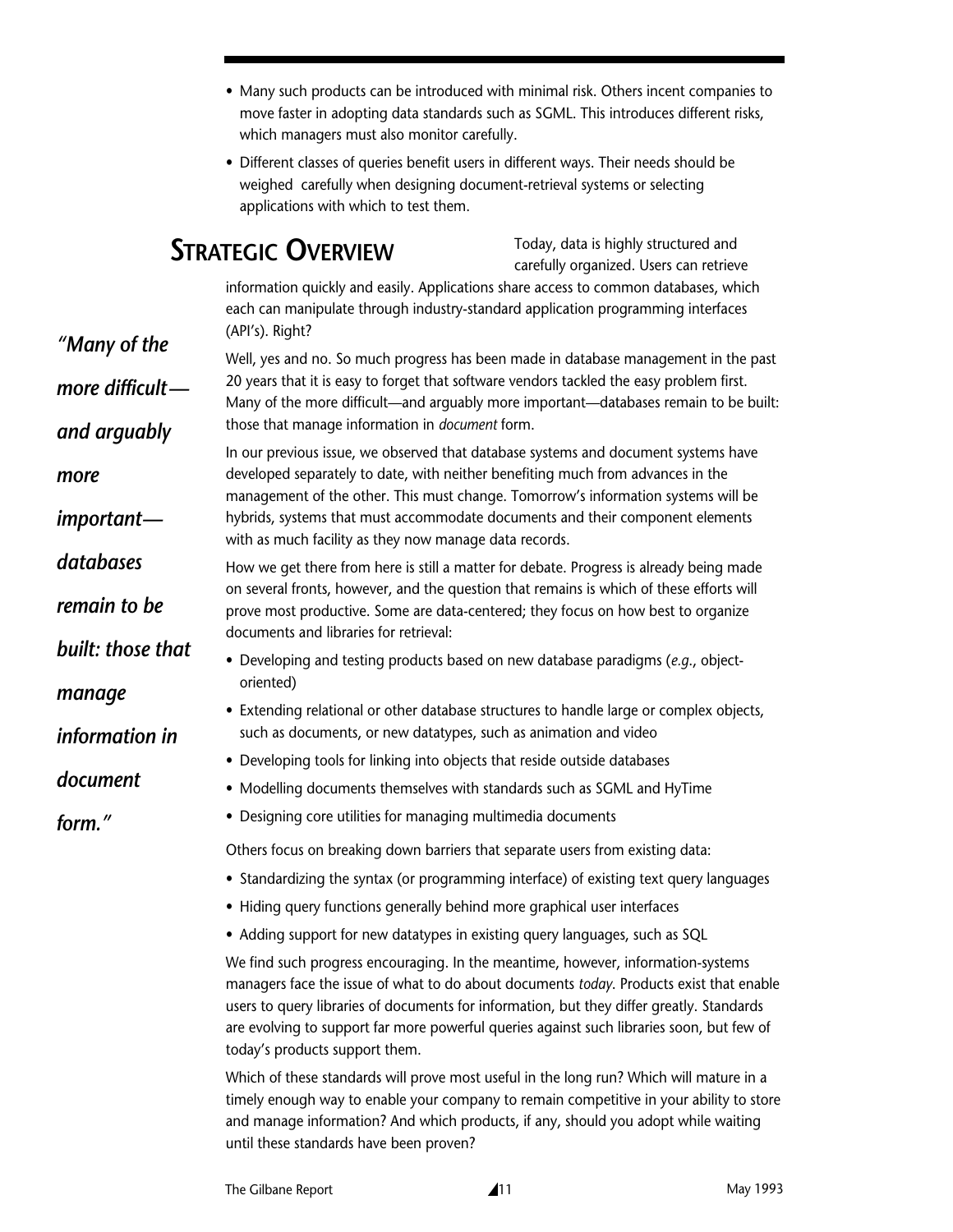- Many such products can be introduced with minimal risk. Others incent companies to move faster in adopting data standards such as SGML. This introduces different risks, which managers must also monitor carefully.
- Different classes of queries benefit users in different ways. Their needs should be weighed carefully when designing document-retrieval systems or selecting applications with which to test them.

## Strategic Overview

Today, data is highly structured and carefully organized. Users can retrieve information quickly and easily. Applications share access to common databases, which each can manipulate through industry-standard application programming interfaces (API's). Right?

*"Many of the more difficult—and arguably more important—databases remain to be built: those that manage information in document form."*

Well, yes and no. So much progress has been made in database management in the past 20 years that it is easy to forget that software vendors tackled the easy problem first. Many of the more difficult—and arguably more important—databases remain to be built: those that manage information in *document* form.

In our previous issue, we observed that database systems and document systems have developed separately to date, with neither benefiting much from advances in the management of the other. This must change. Tomorrow's information systems will be hybrids, systems that must accommodate documents and their component elements with as much facility as they now manage data records.

How we get there from here is still a matter for debate. Progress is already being made on several fronts, however, and the question that remains is which of these efforts will prove most productive. Some are data-centered; they focus on how best to organize documents and libraries for retrieval:

- Developing and testing products based on new database paradigms (*e.g.*, object-oriented)
- Extending relational or other database structures to handle large or complex objects, such as documents, or new datatypes, such as animation and video
- Developing tools for linking into objects that reside outside databases
- Modelling documents themselves with standards such as SGML and HyTime
- Designing core utilities for managing multimedia documents

Others focus on breaking down barriers that separate users from existing data:

- Standardizing the syntax (or programming interface) of existing text query languages
- Hiding query functions generally behind more graphical user interfaces
- Adding support for new datatypes in existing query languages, such as SQL

We find such progress encouraging. In the meantime, however, information-systems managers face the issue of what to do about documents *today*. Products exist that enable users to query libraries of documents for information, but they differ greatly. Standards are evolving to support far more powerful queries against such libraries soon, but few of today's products support them.

Which of these standards will prove most useful in the long run? Which will mature in a timely enough way to enable your company to remain competitive in your ability to store and manage information? And which products, if any, should you adopt while waiting until these standards have been proven?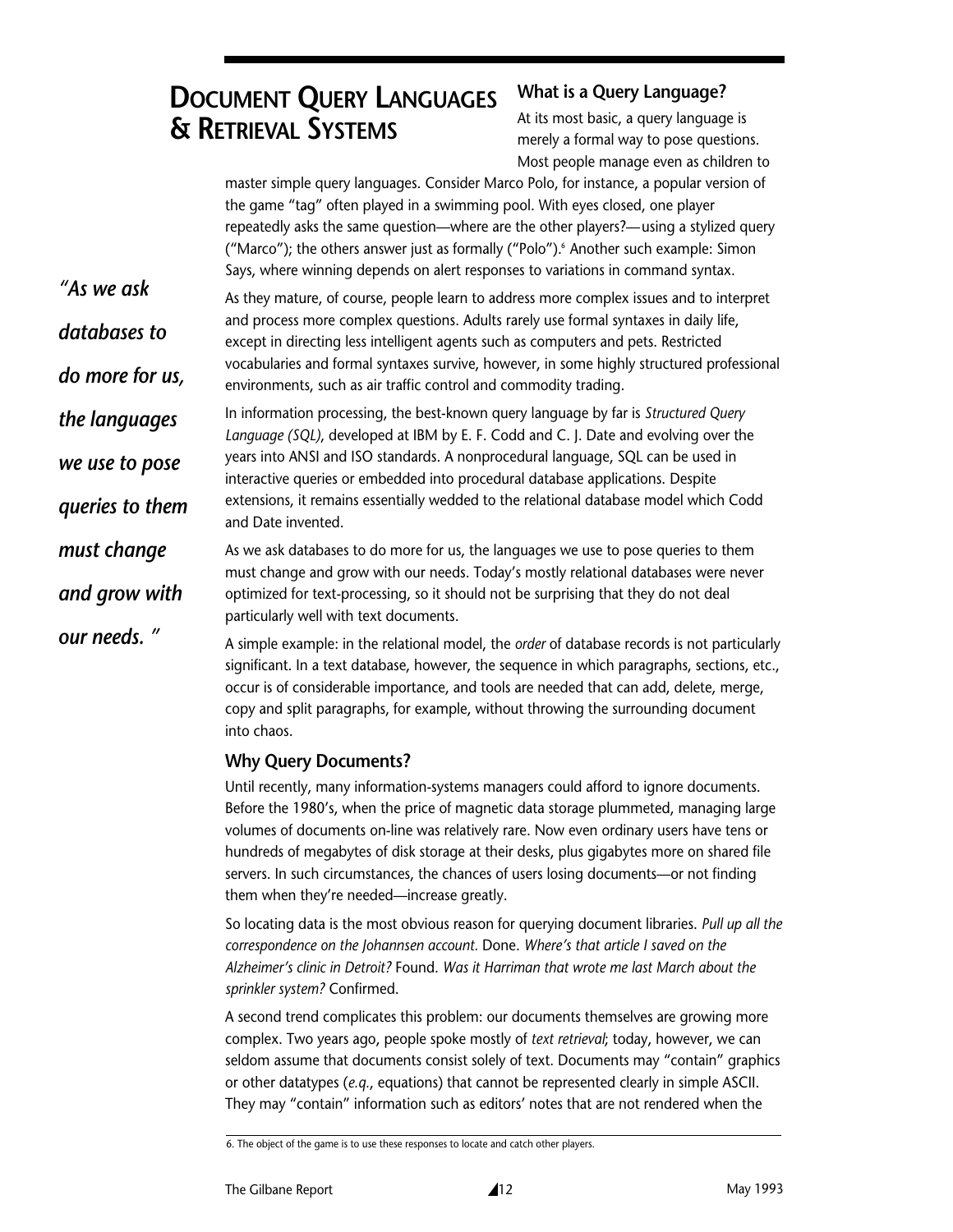# Document Query Languages & Retrieval Systems

## What is a Query Language?

At its most basic, a query language is merely a formal way to pose questions. Most people manage even as children to master simple query languages. Consider Marco Polo, for instance, a popular version of the game "tag" often played in a swimming pool. With eyes closed, one player repeatedly asks the same question—where are the other players?—using a stylized query ("Marco"); the others answer just as formally ("Polo").[6] Another such example: Simon Says, where winning depends on alert responses to variations in command syntax.

*"As we ask databases to do more for us, the languages we use to pose queries to them must change and grow with our needs. "*

As they mature, of course, people learn to address more complex issues and to interpret and process more complex questions. Adults rarely use formal syntaxes in daily life, except in directing less intelligent agents such as computers and pets. Restricted vocabularies and formal syntaxes survive, however, in some highly structured professional environments, such as air traffic control and commodity trading.

In information processing, the best-known query language by far is *Structured Query Language (SQL)*, developed at IBM by E. F. Codd and C. J. Date and evolving over the years into ANSI and ISO standards. A nonprocedural language, SQL can be used in interactive queries or embedded into procedural database applications. Despite extensions, it remains essentially wedded to the relational database model which Codd and Date invented.

As we ask databases to do more for us, the languages we use to pose queries to them must change and grow with our needs. Today's mostly relational databases were never optimized for text-processing, so it should not be surprising that they do not deal particularly well with text documents.

A simple example: in the relational model, the *order* of database records is not particularly significant. In a text database, however, the sequence in which paragraphs, sections, etc., occur is of considerable importance, and tools are needed that can add, delete, merge, copy and split paragraphs, for example, without throwing the surrounding document into chaos.

## Why Query Documents?

Until recently, many information-systems managers could afford to ignore documents. Before the 1980's, when the price of magnetic data storage plummeted, managing large volumes of documents on-line was relatively rare. Now even ordinary users have tens or hundreds of megabytes of disk storage at their desks, plus gigabytes more on shared file servers. In such circumstances, the chances of users losing documents—or not finding them when they're needed—increase greatly.

So locating data is the most obvious reason for querying document libraries. *Pull up all the correspondence on the Johannsen account.* Done. *Where's that article I saved on the Alzheimer's clinic in Detroit?* Found. *Was it Harriman that wrote me last March about the sprinkler system?* Confirmed.

A second trend complicates this problem: our documents themselves are growing more complex. Two years ago, people spoke mostly of *text retrieval*; today, however, we can seldom assume that documents consist solely of text. Documents may "contain" graphics or other datatypes (*e.q.*, equations) that cannot be represented clearly in simple ASCII. They may "contain" information such as editors' notes that are not rendered when the

6. The object of the game is to use these responses to locate and catch other players.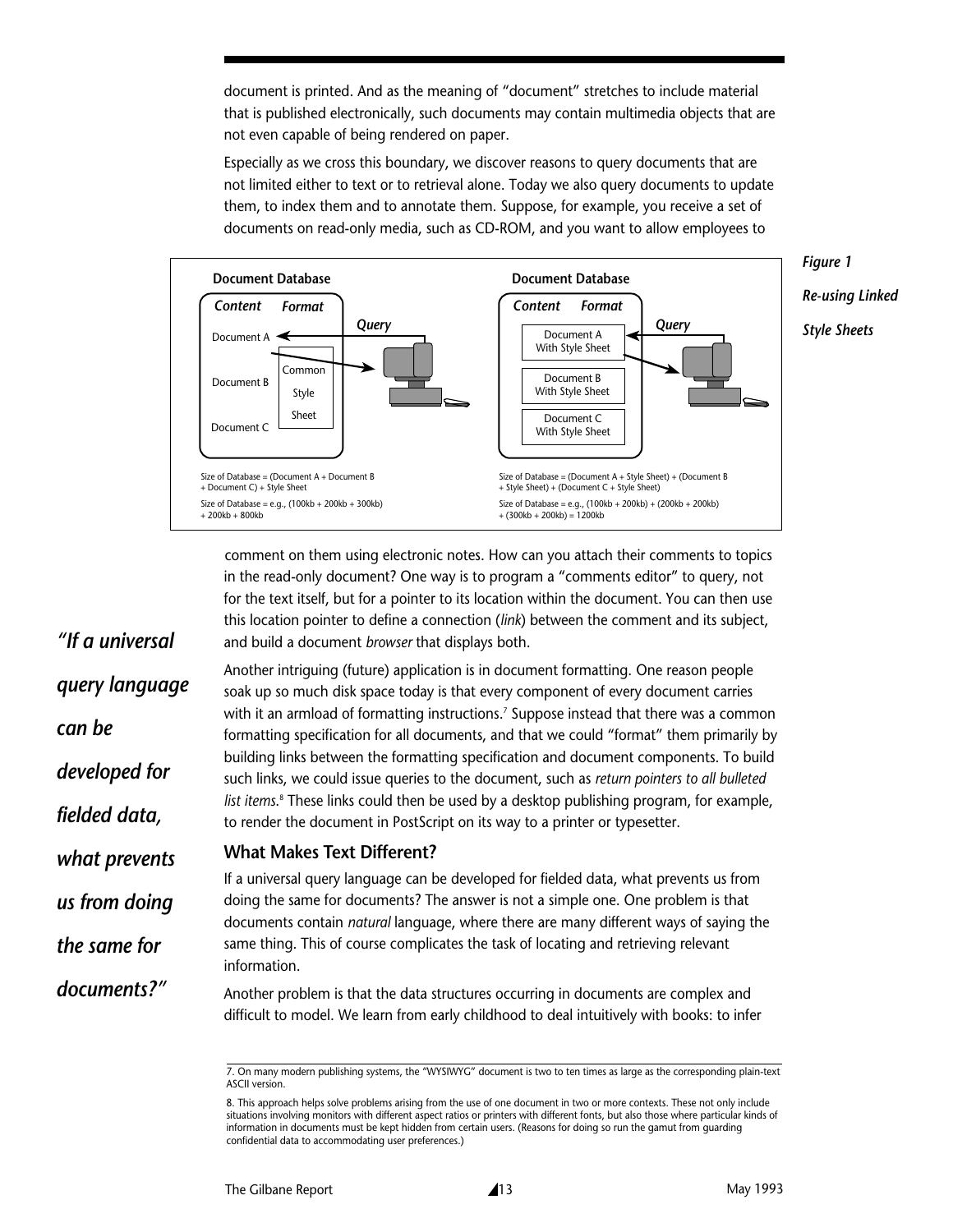document is printed. And as the meaning of "document" stretches to include material that is published electronically, such documents may contain multimedia objects that are not even capable of being rendered on paper.

Especially as we cross this boundary, we discover reasons to query documents that are not limited either to text or to retrieval alone. Today we also query documents to update them, to index them and to annotate them. Suppose, for example, you receive a set of documents on read-only media, such as CD-ROM, and you want to allow employees to

**Document Database**

*Content* *Format*

Document A, Document B, Document C — Common Style Sheet — *Query*

Size of Database = (Document A + Document B + Document C) + Style Sheet

Size of Database = e.g., (100kb + 200kb + 300kb) + 200kb = 800kb

**Document Database**

*Content* *Format*

Document A With Style Sheet, Document B With Style Sheet, Document C With Style Sheet — *Query*

Size of Database = (Document A + Style Sheet) + (Document B + Style Sheet) + (Document C + Style Sheet)

Size of Database = e.g., (100kb + 200kb) + (200kb + 200kb) + (300kb + 200kb) = 1200kb

***Figure 1 Re-using Linked Style Sheets***

comment on them using electronic notes. How can you attach their comments to topics in the read-only document? One way is to program a "comments editor" to query, not for the text itself, but for a pointer to its location within the document. You can then use this location pointer to define a connection (*link*) between the comment and its subject, and build a document *browser* that displays both.

***"If a universal query language can be developed for fielded data, what prevents us from doing the same for documents?"***

Another intriguing (future) application is in document formatting. One reason people soak up so much disk space today is that every component of every document carries with it an armload of formatting instructions.[7] Suppose instead that there was a common formatting specification for all documents, and that we could "format" them primarily by building links between the formatting specification and document components. To build such links, we could issue queries to the document, such as *return pointers to all bulleted list items*.[8] These links could then be used by a desktop publishing program, for example, to render the document in PostScript on its way to a printer or typesetter.

## What Makes Text Different?

If a universal query language can be developed for fielded data, what prevents us from doing the same for documents? The answer is not a simple one. One problem is that documents contain *natural* language, where there are many different ways of saying the same thing. This of course complicates the task of locating and retrieving relevant information.

Another problem is that the data structures occurring in documents are complex and difficult to model. We learn from early childhood to deal intuitively with books: to infer

7. On many modern publishing systems, the "WYSIWYG" document is two to ten times as large as the corresponding plain-text ASCII version.

8. This approach helps solve problems arising from the use of one document in two or more contexts. These not only include situations involving monitors with different aspect ratios or printers with different fonts, but also those where particular kinds of information in documents must be kept hidden from certain users. (Reasons for doing so run the gamut from guarding confidential data to accommodating user preferences.)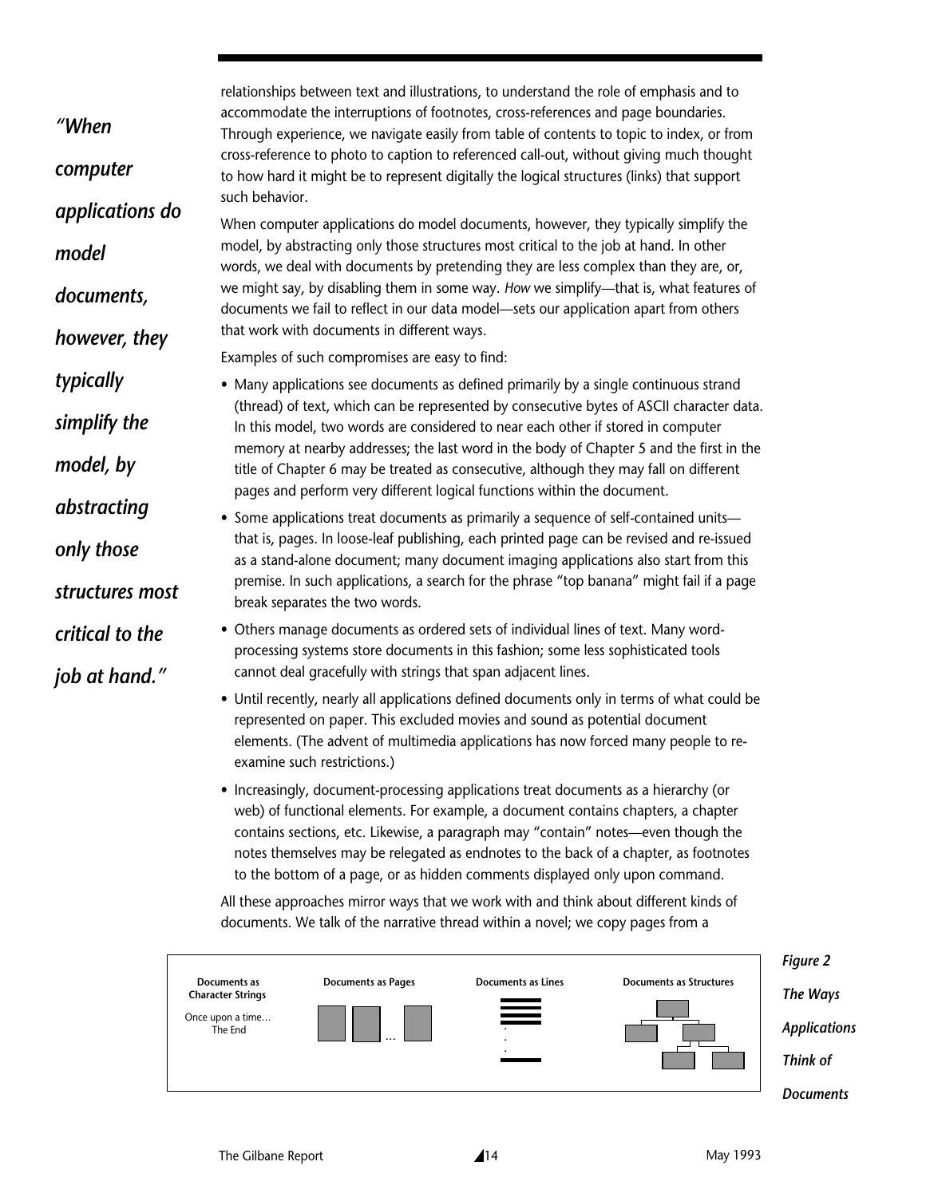> *"When computer applications do model documents, however, they typically simplify the model, by abstracting only those structures most critical to the job at hand."*

relationships between text and illustrations, to understand the role of emphasis and to accommodate the interruptions of footnotes, cross-references and page boundaries. Through experience, we navigate easily from table of contents to topic to index, or from cross-reference to photo to caption to referenced call-out, without giving much thought to how hard it might be to represent digitally the logical structures (links) that support such behavior.

When computer applications do model documents, however, they typically simplify the model, by abstracting only those structures most critical to the job at hand. In other words, we deal with documents by pretending they are less complex than they are, or, we might say, by disabling them in some way. *How* we simplify—that is, what features of documents we fail to reflect in our data model—sets our application apart from others that work with documents in different ways.

Examples of such compromises are easy to find:

- Many applications see documents as defined primarily by a single continuous strand (thread) of text, which can be represented by consecutive bytes of ASCII character data. In this model, two words are considered to near each other if stored in computer memory at nearby addresses; the last word in the body of Chapter 5 and the first in the title of Chapter 6 may be treated as consecutive, although they may fall on different pages and perform very different logical functions within the document.
- Some applications treat documents as primarily a sequence of self-contained units—that is, pages. In loose-leaf publishing, each printed page can be revised and re-issued as a stand-alone document; many document imaging applications also start from this premise. In such applications, a search for the phrase "top banana" might fail if a page break separates the two words.
- Others manage documents as ordered sets of individual lines of text. Many word-processing systems store documents in this fashion; some less sophisticated tools cannot deal gracefully with strings that span adjacent lines.
- Until recently, nearly all applications defined documents only in terms of what could be represented on paper. This excluded movies and sound as potential document elements. (The advent of multimedia applications has now forced many people to re-examine such restrictions.)
- Increasingly, document-processing applications treat documents as a hierarchy (or web) of functional elements. For example, a document contains chapters, a chapter contains sections, etc. Likewise, a paragraph may "contain" notes—even though the notes themselves may be relegated as endnotes to the back of a chapter, as footnotes to the bottom of a page, or as hidden comments displayed only upon command.

All these approaches mirror ways that we work with and think about different kinds of documents. We talk of the narrative thread within a novel; we copy pages from a

**Documents as Character Strings** — Once upon a time… The End

**Documents as Pages**

**Documents as Lines**

**Documents as Structures**

*Figure 2 The Ways Applications Think of Documents*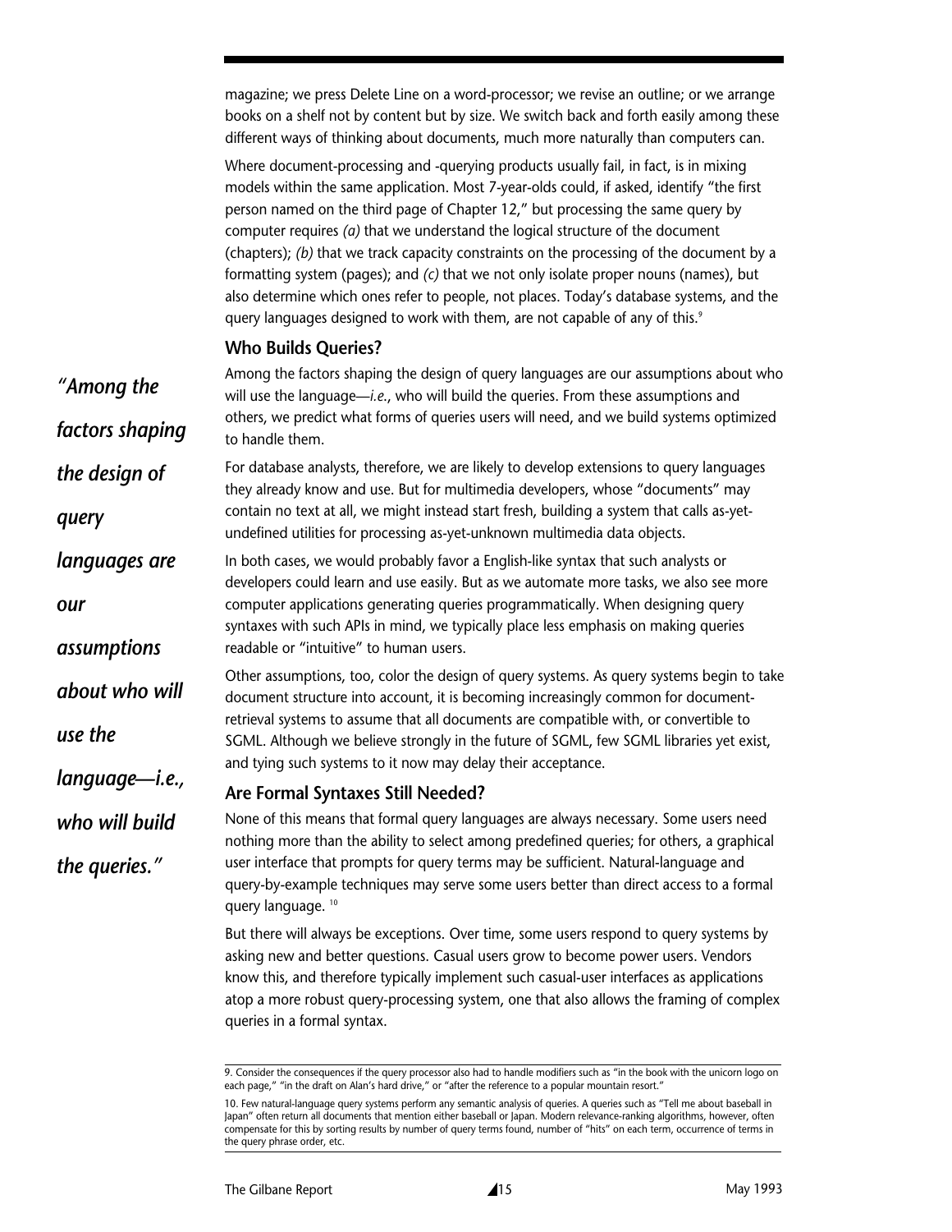magazine; we press Delete Line on a word-processor; we revise an outline; or we arrange books on a shelf not by content but by size. We switch back and forth easily among these different ways of thinking about documents, much more naturally than computers can.

Where document-processing and -querying products usually fail, in fact, is in mixing models within the same application. Most 7-year-olds could, if asked, identify "the first person named on the third page of Chapter 12," but processing the same query by computer requires *(a)* that we understand the logical structure of the document (chapters); *(b)* that we track capacity constraints on the processing of the document by a formatting system (pages); and *(c)* that we not only isolate proper nouns (names), but also determine which ones refer to people, not places. Today's database systems, and the query languages designed to work with them, are not capable of any of this.[9]

## Who Builds Queries?

> *"Among the factors shaping the design of query languages are our assumptions about who will use the language—i.e., who will build the queries."*

Among the factors shaping the design of query languages are our assumptions about who will use the language—*i.e.*, who will build the queries. From these assumptions and others, we predict what forms of queries users will need, and we build systems optimized to handle them.

For database analysts, therefore, we are likely to develop extensions to query languages they already know and use. But for multimedia developers, whose "documents" may contain no text at all, we might instead start fresh, building a system that calls as-yet-undefined utilities for processing as-yet-unknown multimedia data objects.

In both cases, we would probably favor a English-like syntax that such analysts or developers could learn and use easily. But as we automate more tasks, we also see more computer applications generating queries programmatically. When designing query syntaxes with such APIs in mind, we typically place less emphasis on making queries readable or "intuitive" to human users.

Other assumptions, too, color the design of query systems. As query systems begin to take document structure into account, it is becoming increasingly common for document-retrieval systems to assume that all documents are compatible with, or convertible to SGML. Although we believe strongly in the future of SGML, few SGML libraries yet exist, and tying such systems to it now may delay their acceptance.

## Are Formal Syntaxes Still Needed?

None of this means that formal query languages are always necessary. Some users need nothing more than the ability to select among predefined queries; for others, a graphical user interface that prompts for query terms may be sufficient. Natural-language and query-by-example techniques may serve some users better than direct access to a formal query language. [10]

But there will always be exceptions. Over time, some users respond to query systems by asking new and better questions. Casual users grow to become power users. Vendors know this, and therefore typically implement such casual-user interfaces as applications atop a more robust query-processing system, one that also allows the framing of complex queries in a formal syntax.

---

9. Consider the consequences if the query processor also had to handle modifiers such as "in the book with the unicorn logo on each page," "in the draft on Alan's hard drive," or "after the reference to a popular mountain resort."

10. Few natural-language query systems perform any semantic analysis of queries. A queries such as "Tell me about baseball in Japan" often return all documents that mention either baseball or Japan. Modern relevance-ranking algorithms, however, often compensate for this by sorting results by number of query terms found, number of "hits" on each term, occurrence of terms in the query phrase order, etc.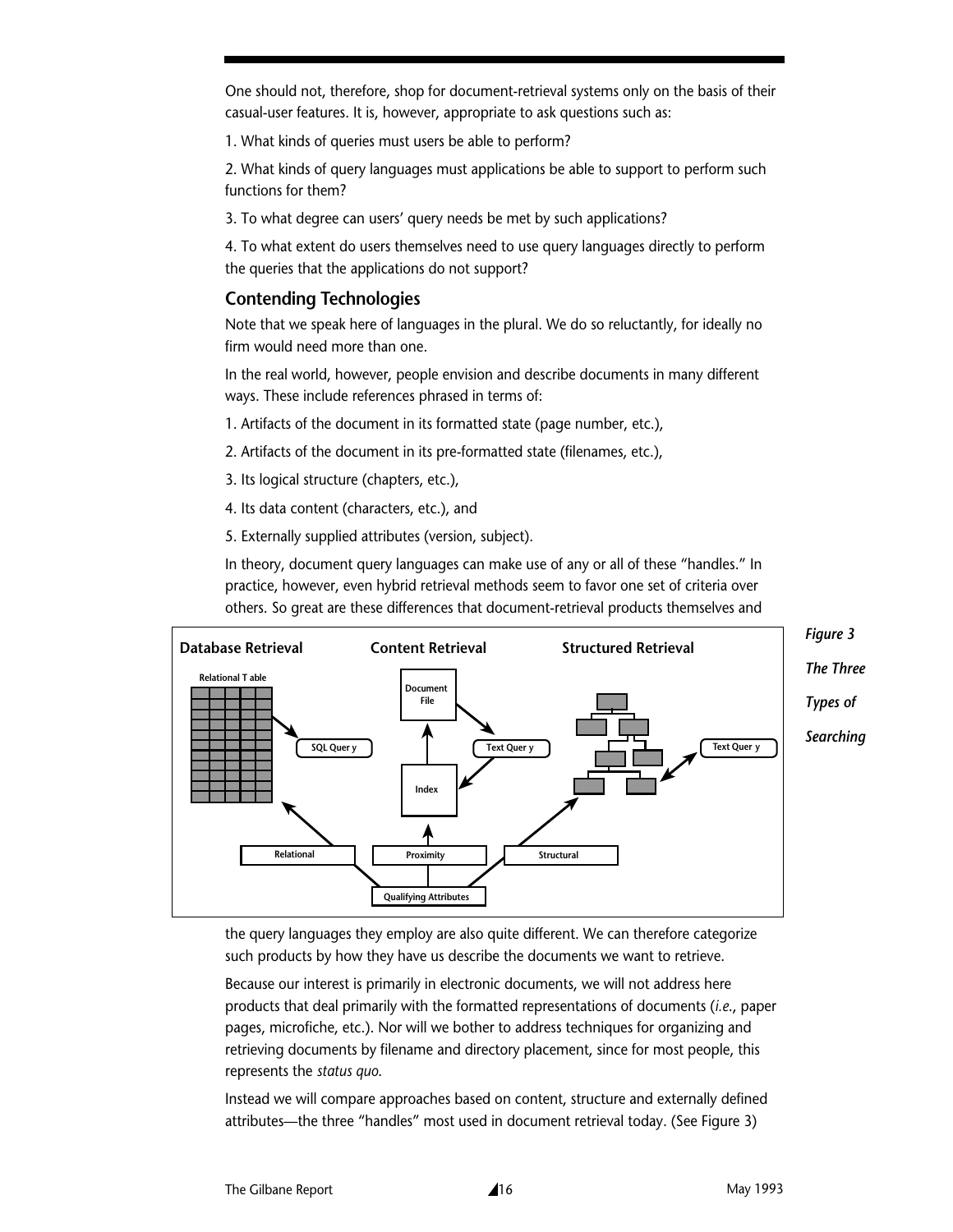One should not, therefore, shop for document-retrieval systems only on the basis of their casual-user features. It is, however, appropriate to ask questions such as:

1. What kinds of queries must users be able to perform?

2. What kinds of query languages must applications be able to support to perform such functions for them?

3. To what degree can users' query needs be met by such applications?

4. To what extent do users themselves need to use query languages directly to perform the queries that the applications do not support?

## Contending Technologies

Note that we speak here of languages in the plural. We do so reluctantly, for ideally no firm would need more than one.

In the real world, however, people envision and describe documents in many different ways. These include references phrased in terms of:

1. Artifacts of the document in its formatted state (page number, etc.),

2. Artifacts of the document in its pre-formatted state (filenames, etc.),

3. Its logical structure (chapters, etc.),

4. Its data content (characters, etc.), and

5. Externally supplied attributes (version, subject).

In theory, document query languages can make use of any or all of these "handles." In practice, however, even hybrid retrieval methods seem to favor one set of criteria over others. So great are these differences that document-retrieval products themselves and the query languages they employ are also quite different. We can therefore categorize such products by how they have us describe the documents we want to retrieve.

*Figure 3 The Three Types of Searching*

Because our interest is primarily in electronic documents, we will not address here products that deal primarily with the formatted representations of documents (*i.e.*, paper pages, microfiche, etc.). Nor will we bother to address techniques for organizing and retrieving documents by filename and directory placement, since for most people, this represents the *status quo.*

Instead we will compare approaches based on content, structure and externally defined attributes—the three "handles" most used in document retrieval today. (See Figure 3)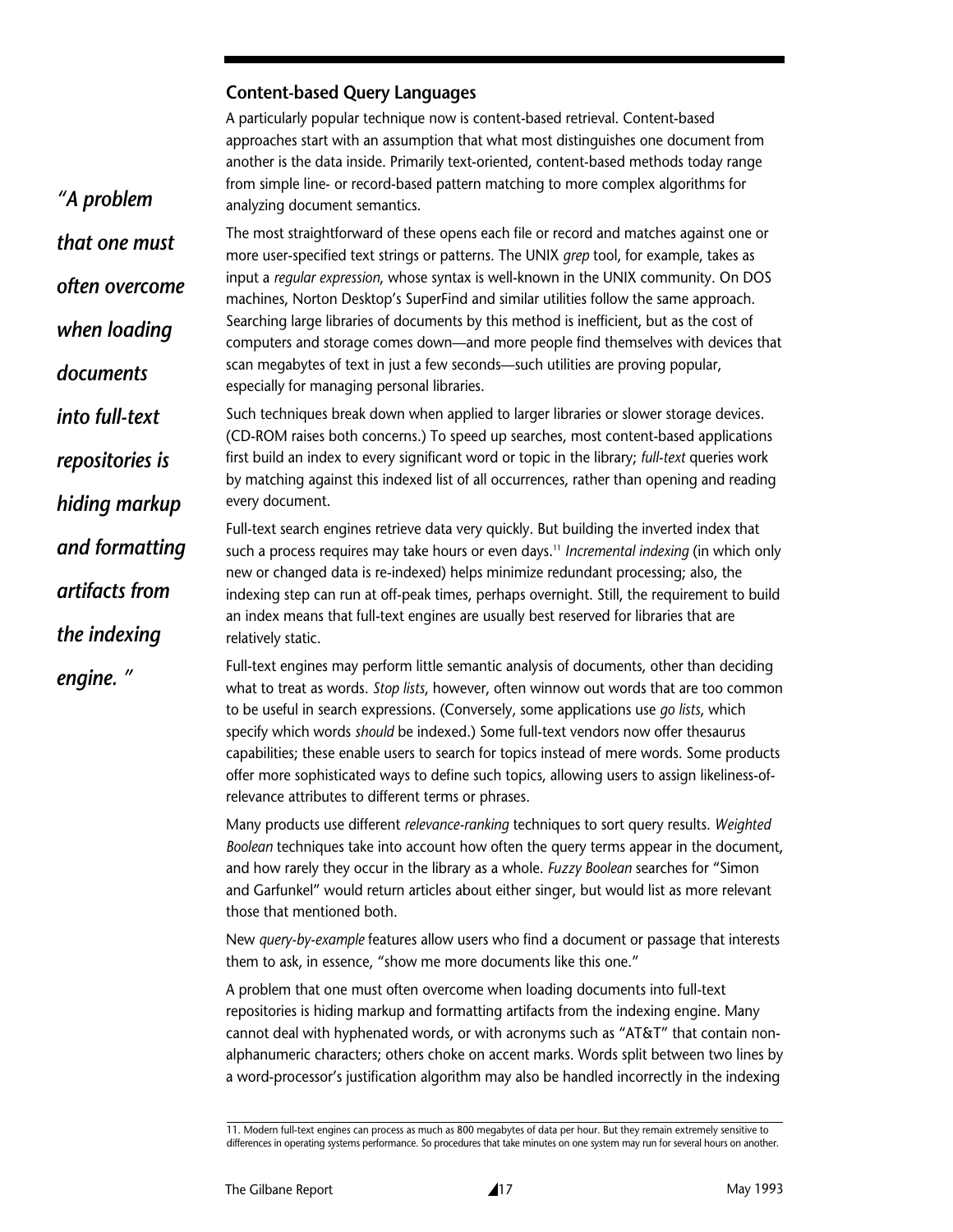## Content-based Query Languages

A particularly popular technique now is content-based retrieval. Content-based approaches start with an assumption that what most distinguishes one document from another is the data inside. Primarily text-oriented, content-based methods today range from simple line- or record-based pattern matching to more complex algorithms for analyzing document semantics.

*"A problem that one must often overcome when loading documents into full-text repositories is hiding markup and formatting artifacts from the indexing engine. "*

The most straightforward of these opens each file or record and matches against one or more user-specified text strings or patterns. The UNIX *grep* tool, for example, takes as input a *regular expression*, whose syntax is well-known in the UNIX community. On DOS machines, Norton Desktop's SuperFind and similar utilities follow the same approach. Searching large libraries of documents by this method is inefficient, but as the cost of computers and storage comes down—and more people find themselves with devices that scan megabytes of text in just a few seconds—such utilities are proving popular, especially for managing personal libraries.

Such techniques break down when applied to larger libraries or slower storage devices. (CD-ROM raises both concerns.) To speed up searches, most content-based applications first build an index to every significant word or topic in the library; *full-text* queries work by matching against this indexed list of all occurrences, rather than opening and reading every document.

Full-text search engines retrieve data very quickly. But building the inverted index that such a process requires may take hours or even days.[11] *Incremental indexing* (in which only new or changed data is re-indexed) helps minimize redundant processing; also, the indexing step can run at off-peak times, perhaps overnight. Still, the requirement to build an index means that full-text engines are usually best reserved for libraries that are relatively static.

Full-text engines may perform little semantic analysis of documents, other than deciding what to treat as words. *Stop lists*, however, often winnow out words that are too common to be useful in search expressions. (Conversely, some applications use *go lists*, which specify which words *should* be indexed.) Some full-text vendors now offer thesaurus capabilities; these enable users to search for topics instead of mere words. Some products offer more sophisticated ways to define such topics, allowing users to assign likeliness-of-relevance attributes to different terms or phrases.

Many products use different *relevance-ranking* techniques to sort query results. *Weighted Boolean* techniques take into account how often the query terms appear in the document, and how rarely they occur in the library as a whole. *Fuzzy Boolean* searches for "Simon and Garfunkel" would return articles about either singer, but would list as more relevant those that mentioned both.

New *query-by-example* features allow users who find a document or passage that interests them to ask, in essence, "show me more documents like this one."

A problem that one must often overcome when loading documents into full-text repositories is hiding markup and formatting artifacts from the indexing engine. Many cannot deal with hyphenated words, or with acronyms such as "AT&T" that contain non-alphanumeric characters; others choke on accent marks. Words split between two lines by a word-processor's justification algorithm may also be handled incorrectly in the indexing

11. Modern full-text engines can process as much as 800 megabytes of data per hour. But they remain extremely sensitive to differences in operating systems performance. So procedures that take minutes on one system may run for several hours on another.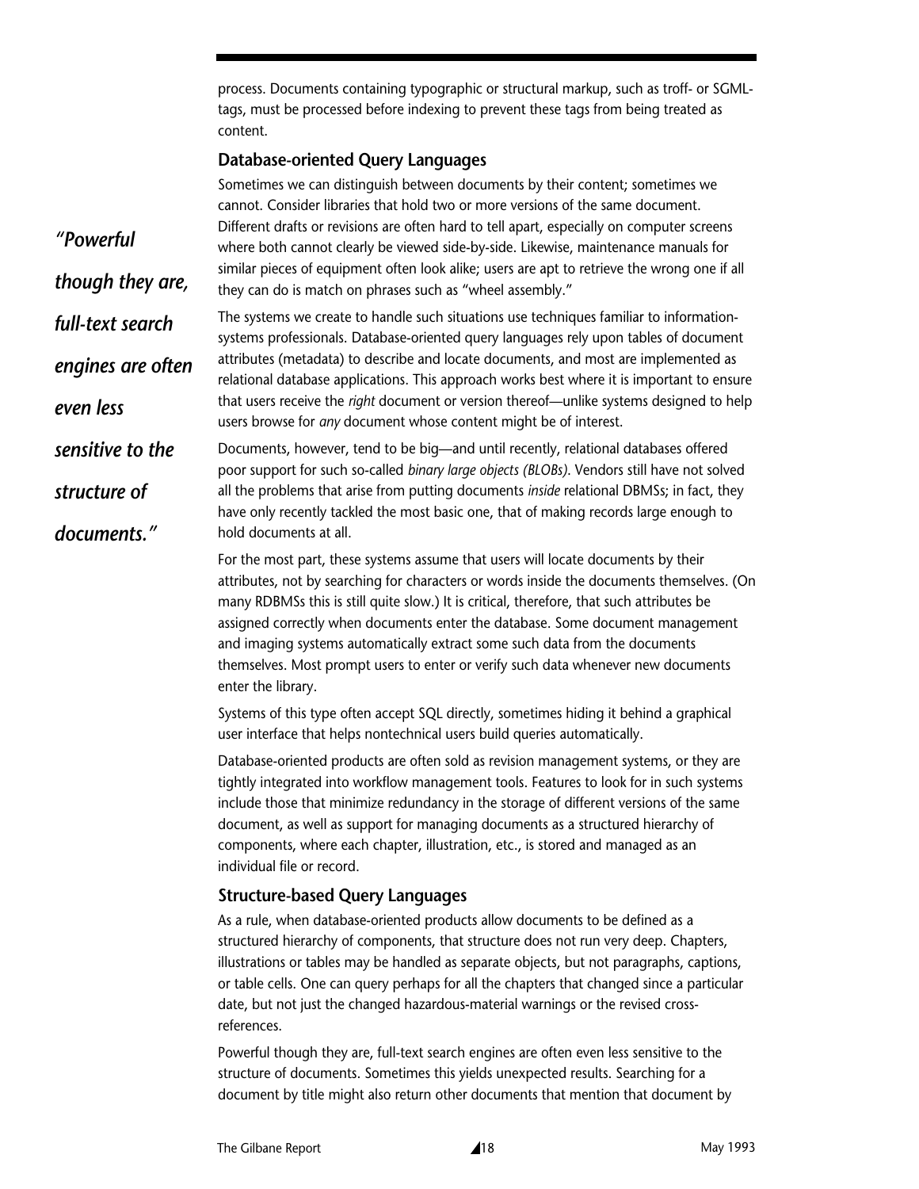process. Documents containing typographic or structural markup, such as troff- or SGML-tags, must be processed before indexing to prevent these tags from being treated as content.

### Database-oriented Query Languages

Sometimes we can distinguish between documents by their content; sometimes we cannot. Consider libraries that hold two or more versions of the same document. Different drafts or revisions are often hard to tell apart, especially on computer screens where both cannot clearly be viewed side-by-side. Likewise, maintenance manuals for similar pieces of equipment often look alike; users are apt to retrieve the wrong one if all they can do is match on phrases such as "wheel assembly."

> *"Powerful though they are, full-text search engines are often even less sensitive to the structure of documents."*

The systems we create to handle such situations use techniques familiar to information-systems professionals. Database-oriented query languages rely upon tables of document attributes (metadata) to describe and locate documents, and most are implemented as relational database applications. This approach works best where it is important to ensure that users receive the *right* document or version thereof—unlike systems designed to help users browse for *any* document whose content might be of interest.

Documents, however, tend to be big—and until recently, relational databases offered poor support for such so-called *binary large objects (BLOBs)*. Vendors still have not solved all the problems that arise from putting documents *inside* relational DBMSs; in fact, they have only recently tackled the most basic one, that of making records large enough to hold documents at all.

For the most part, these systems assume that users will locate documents by their attributes, not by searching for characters or words inside the documents themselves. (On many RDBMSs this is still quite slow.) It is critical, therefore, that such attributes be assigned correctly when documents enter the database. Some document management and imaging systems automatically extract some such data from the documents themselves. Most prompt users to enter or verify such data whenever new documents enter the library.

Systems of this type often accept SQL directly, sometimes hiding it behind a graphical user interface that helps nontechnical users build queries automatically.

Database-oriented products are often sold as revision management systems, or they are tightly integrated into workflow management tools. Features to look for in such systems include those that minimize redundancy in the storage of different versions of the same document, as well as support for managing documents as a structured hierarchy of components, where each chapter, illustration, etc., is stored and managed as an individual file or record.

### Structure-based Query Languages

As a rule, when database-oriented products allow documents to be defined as a structured hierarchy of components, that structure does not run very deep. Chapters, illustrations or tables may be handled as separate objects, but not paragraphs, captions, or table cells. One can query perhaps for all the chapters that changed since a particular date, but not just the changed hazardous-material warnings or the revised cross-references.

Powerful though they are, full-text search engines are often even less sensitive to the structure of documents. Sometimes this yields unexpected results. Searching for a document by title might also return other documents that mention that document by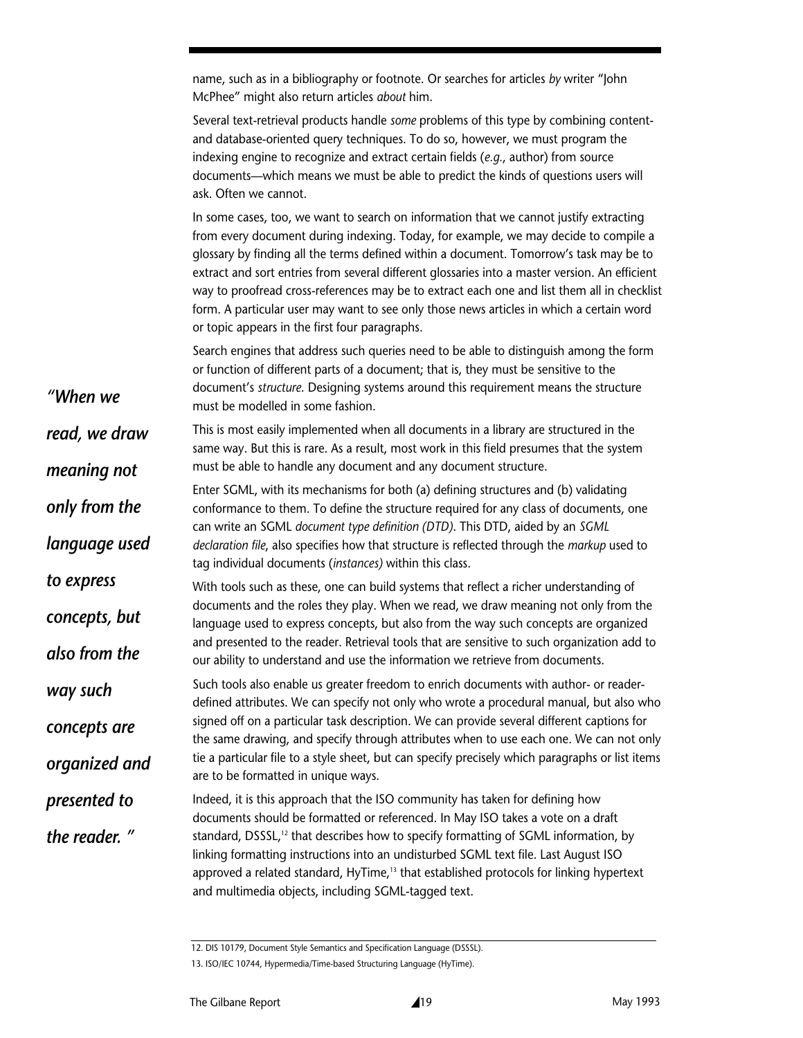name, such as in a bibliography or footnote. Or searches for articles *by* writer "John McPhee" might also return articles *about* him.

Several text-retrieval products handle *some* problems of this type by combining content- and database-oriented query techniques. To do so, however, we must program the indexing engine to recognize and extract certain fields (*e.g.*, author) from source documents—which means we must be able to predict the kinds of questions users will ask. Often we cannot.

In some cases, too, we want to search on information that we cannot justify extracting from every document during indexing. Today, for example, we may decide to compile a glossary by finding all the terms defined within a document. Tomorrow's task may be to extract and sort entries from several different glossaries into a master version. An efficient way to proofread cross-references may be to extract each one and list them all in checklist form. A particular user may want to see only those news articles in which a certain word or topic appears in the first four paragraphs.

Search engines that address such queries need to be able to distinguish among the form or function of different parts of a document; that is, they must be sensitive to the document's *structure*. Designing systems around this requirement means the structure must be modelled in some fashion.

> ***"When we read, we draw meaning not only from the language used to express concepts, but also from the way such concepts are organized and presented to the reader."***

This is most easily implemented when all documents in a library are structured in the same way. But this is rare. As a result, most work in this field presumes that the system must be able to handle any document and any document structure.

Enter SGML, with its mechanisms for both (a) defining structures and (b) validating conformance to them. To define the structure required for any class of documents, one can write an SGML *document type definition (DTD)*. This DTD, aided by an *SGML declaration file*, also specifies how that structure is reflected through the *markup* used to tag individual documents (*instances)* within this class.

With tools such as these, one can build systems that reflect a richer understanding of documents and the roles they play. When we read, we draw meaning not only from the language used to express concepts, but also from the way such concepts are organized and presented to the reader. Retrieval tools that are sensitive to such organization add to our ability to understand and use the information we retrieve from documents.

Such tools also enable us greater freedom to enrich documents with author- or reader-defined attributes. We can specify not only who wrote a procedural manual, but also who signed off on a particular task description. We can provide several different captions for the same drawing, and specify through attributes when to use each one. We can not only tie a particular file to a style sheet, but can specify precisely which paragraphs or list items are to be formatted in unique ways.

Indeed, it is this approach that the ISO community has taken for defining how documents should be formatted or referenced. In May ISO takes a vote on a draft standard, DSSSL,[12] that describes how to specify formatting of SGML information, by linking formatting instructions into an undisturbed SGML text file. Last August ISO approved a related standard, HyTime,[13] that established protocols for linking hypertext and multimedia objects, including SGML-tagged text.

---

12. DIS 10179, Document Style Semantics and Specification Language (DSSSL).

13. ISO/IEC 10744, Hypermedia/Time-based Structuring Language (HyTime).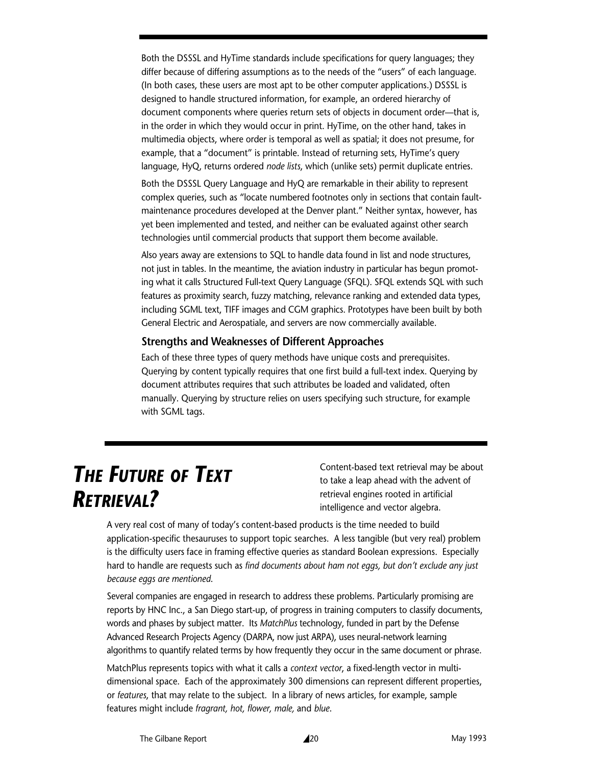Both the DSSSL and HyTime standards include specifications for query languages; they differ because of differing assumptions as to the needs of the "users" of each language. (In both cases, these users are most apt to be other computer applications.) DSSSL is designed to handle structured information, for example, an ordered hierarchy of document components where queries return sets of objects in document order—that is, in the order in which they would occur in print. HyTime, on the other hand, takes in multimedia objects, where order is temporal as well as spatial; it does not presume, for example, that a "document" is printable. Instead of returning sets, HyTime's query language, HyQ, returns ordered *node lists*, which (unlike sets) permit duplicate entries.

Both the DSSSL Query Language and HyQ are remarkable in their ability to represent complex queries, such as "locate numbered footnotes only in sections that contain fault-maintenance procedures developed at the Denver plant." Neither syntax, however, has yet been implemented and tested, and neither can be evaluated against other search technologies until commercial products that support them become available.

Also years away are extensions to SQL to handle data found in list and node structures, not just in tables. In the meantime, the aviation industry in particular has begun promoting what it calls Structured Full-text Query Language (SFQL). SFQL extends SQL with such features as proximity search, fuzzy matching, relevance ranking and extended data types, including SGML text, TIFF images and CGM graphics. Prototypes have been built by both General Electric and Aerospatiale, and servers are now commercially available.

### Strengths and Weaknesses of Different Approaches

Each of these three types of query methods have unique costs and prerequisites. Querying by content typically requires that one first build a full-text index. Querying by document attributes requires that such attributes be loaded and validated, often manually. Querying by structure relies on users specifying such structure, for example with SGML tags.

## *The Future of Text Retrieval?*

Content-based text retrieval may be about to take a leap ahead with the advent of retrieval engines rooted in artificial intelligence and vector algebra.

A very real cost of many of today's content-based products is the time needed to build application-specific thesauruses to support topic searches. A less tangible (but very real) problem is the difficulty users face in framing effective queries as standard Boolean expressions. Especially hard to handle are requests such as *find documents about ham not eggs, but don't exclude any just because eggs are mentioned*.

Several companies are engaged in research to address these problems. Particularly promising are reports by HNC Inc., a San Diego start-up, of progress in training computers to classify documents, words and phases by subject matter. Its *MatchPlus* technology, funded in part by the Defense Advanced Research Projects Agency (DARPA, now just ARPA), uses neural-network learning algorithms to quantify related terms by how frequently they occur in the same document or phrase.

MatchPlus represents topics with what it calls a *context vector*, a fixed-length vector in multi-dimensional space. Each of the approximately 300 dimensions can represent different properties, or *features*, that may relate to the subject. In a library of news articles, for example, sample features might include *fragrant, hot, flower, male,* and *blue*.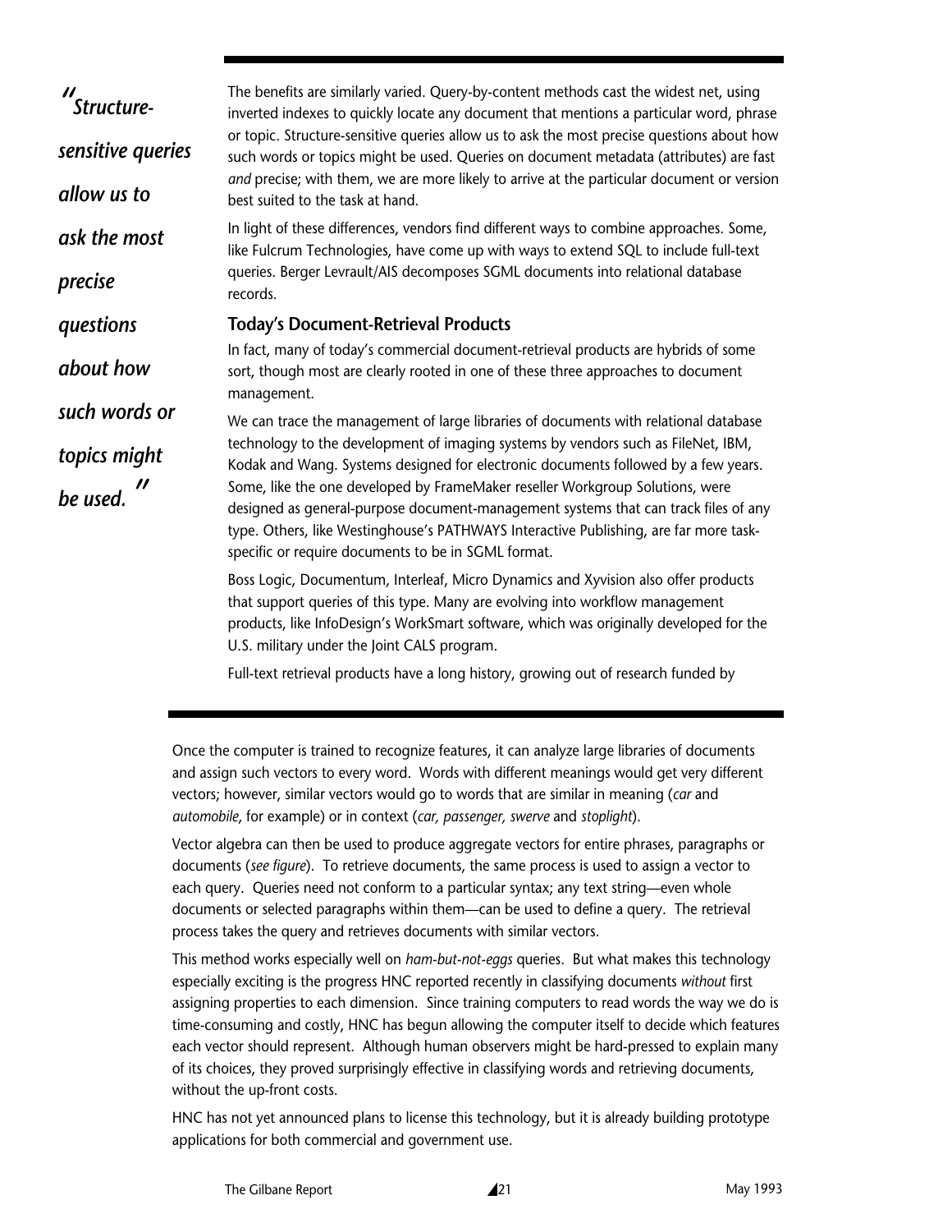*"Structure-sensitive queries allow us to ask the most precise questions about how such words or topics might be used."*

The benefits are similarly varied. Query-by-content methods cast the widest net, using inverted indexes to quickly locate any document that mentions a particular word, phrase or topic. Structure-sensitive queries allow us to ask the most precise questions about how such words or topics might be used. Queries on document metadata (attributes) are fast *and* precise; with them, we are more likely to arrive at the particular document or version best suited to the task at hand.

In light of these differences, vendors find different ways to combine approaches. Some, like Fulcrum Technologies, have come up with ways to extend SQL to include full-text queries. Berger Levrault/AIS decomposes SGML documents into relational database records.

### Today's Document-Retrieval Products

In fact, many of today's commercial document-retrieval products are hybrids of some sort, though most are clearly rooted in one of these three approaches to document management.

We can trace the management of large libraries of documents with relational database technology to the development of imaging systems by vendors such as FileNet, IBM, Kodak and Wang. Systems designed for electronic documents followed by a few years. Some, like the one developed by FrameMaker reseller Workgroup Solutions, were designed as general-purpose document-management systems that can track files of any type. Others, like Westinghouse's PATHWAYS Interactive Publishing, are far more task-specific or require documents to be in SGML format.

Boss Logic, Documentum, Interleaf, Micro Dynamics and Xyvision also offer products that support queries of this type. Many are evolving into workflow management products, like InfoDesign's WorkSmart software, which was originally developed for the U.S. military under the Joint CALS program.

Full-text retrieval products have a long history, growing out of research funded by

---

Once the computer is trained to recognize features, it can analyze large libraries of documents and assign such vectors to every word. Words with different meanings would get very different vectors; however, similar vectors would go to words that are similar in meaning (*car* and *automobile*, for example) or in context (*car, passenger, swerve* and *stoplight*).

Vector algebra can then be used to produce aggregate vectors for entire phrases, paragraphs or documents (*see figure*). To retrieve documents, the same process is used to assign a vector to each query. Queries need not conform to a particular syntax; any text string—even whole documents or selected paragraphs within them—can be used to define a query. The retrieval process takes the query and retrieves documents with similar vectors.

This method works especially well on *ham-but-not-eggs* queries. But what makes this technology especially exciting is the progress HNC reported recently in classifying documents *without* first assigning properties to each dimension. Since training computers to read words the way we do is time-consuming and costly, HNC has begun allowing the computer itself to decide which features each vector should represent. Although human observers might be hard-pressed to explain many of its choices, they proved surprisingly effective in classifying words and retrieving documents, without the up-front costs.

HNC has not yet announced plans to license this technology, but it is already building prototype applications for both commercial and government use.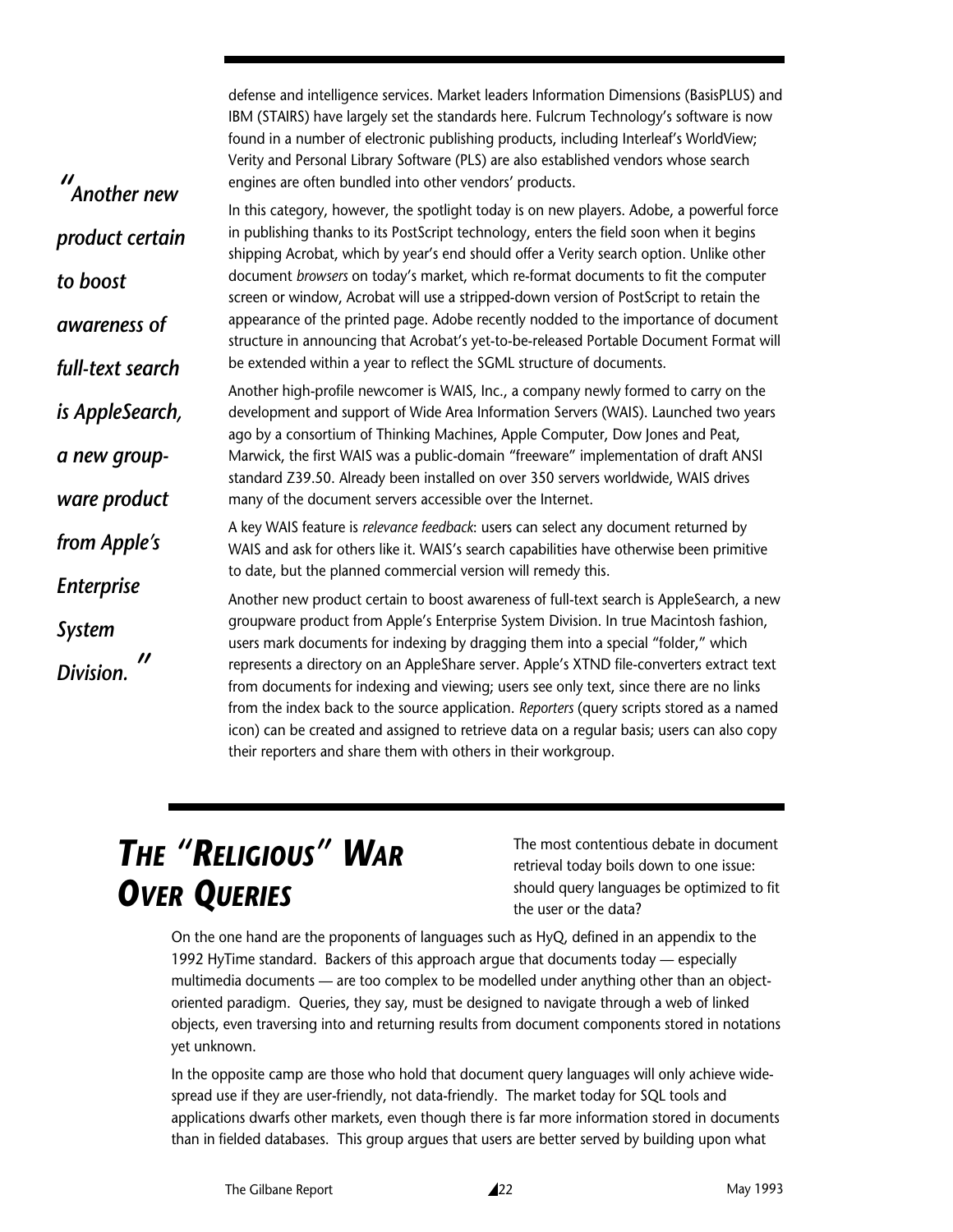defense and intelligence services. Market leaders Information Dimensions (BasisPLUS) and IBM (STAIRS) have largely set the standards here. Fulcrum Technology's software is now found in a number of electronic publishing products, including Interleaf's WorldView; Verity and Personal Library Software (PLS) are also established vendors whose search engines are often bundled into other vendors' products.

> *"Another new product certain to boost awareness of full-text search is AppleSearch, a new groupware product from Apple's Enterprise System Division."*

In this category, however, the spotlight today is on new players. Adobe, a powerful force in publishing thanks to its PostScript technology, enters the field soon when it begins shipping Acrobat, which by year's end should offer a Verity search option. Unlike other document *browsers* on today's market, which re-format documents to fit the computer screen or window, Acrobat will use a stripped-down version of PostScript to retain the appearance of the printed page. Adobe recently nodded to the importance of document structure in announcing that Acrobat's yet-to-be-released Portable Document Format will be extended within a year to reflect the SGML structure of documents.

Another high-profile newcomer is WAIS, Inc., a company newly formed to carry on the development and support of Wide Area Information Servers (WAIS). Launched two years ago by a consortium of Thinking Machines, Apple Computer, Dow Jones and Peat, Marwick, the first WAIS was a public-domain "freeware" implementation of draft ANSI standard Z39.50. Already been installed on over 350 servers worldwide, WAIS drives many of the document servers accessible over the Internet.

A key WAIS feature is *relevance feedback*: users can select any document returned by WAIS and ask for others like it. WAIS's search capabilities have otherwise been primitive to date, but the planned commercial version will remedy this.

Another new product certain to boost awareness of full-text search is AppleSearch, a new groupware product from Apple's Enterprise System Division. In true Macintosh fashion, users mark documents for indexing by dragging them into a special "folder," which represents a directory on an AppleShare server. Apple's XTND file-converters extract text from documents for indexing and viewing; users see only text, since there are no links from the index back to the source application. *Reporters* (query scripts stored as a named icon) can be created and assigned to retrieve data on a regular basis; users can also copy their reporters and share them with others in their workgroup.

## *The "Religious" War Over Queries*

The most contentious debate in document retrieval today boils down to one issue: should query languages be optimized to fit the user or the data?

On the one hand are the proponents of languages such as HyQ, defined in an appendix to the 1992 HyTime standard. Backers of this approach argue that documents today — especially multimedia documents — are too complex to be modelled under anything other than an object-oriented paradigm. Queries, they say, must be designed to navigate through a web of linked objects, even traversing into and returning results from document components stored in notations yet unknown.

In the opposite camp are those who hold that document query languages will only achieve wide-spread use if they are user-friendly, not data-friendly. The market today for SQL tools and applications dwarfs other markets, even though there is far more information stored in documents than in fielded databases. This group argues that users are better served by building upon what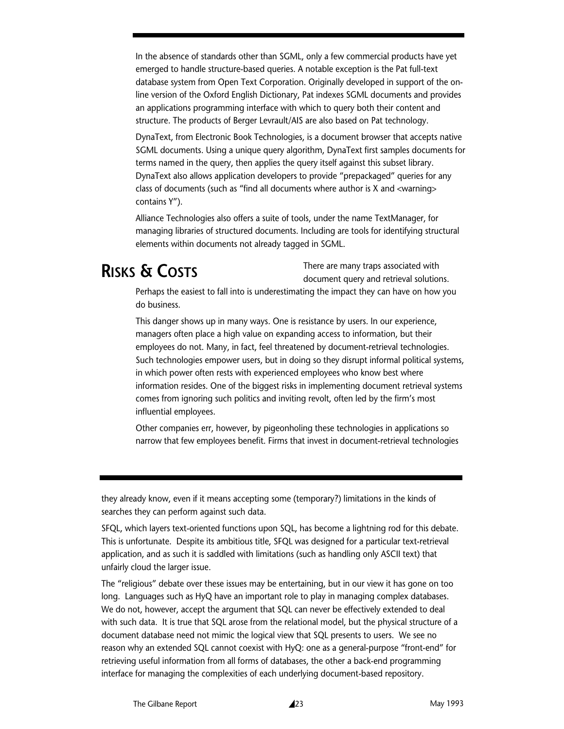In the absence of standards other than SGML, only a few commercial products have yet emerged to handle structure-based queries. A notable exception is the Pat full-text database system from Open Text Corporation. Originally developed in support of the on-line version of the Oxford English Dictionary, Pat indexes SGML documents and provides an applications programming interface with which to query both their content and structure. The products of Berger Levrault/AIS are also based on Pat technology.

DynaText, from Electronic Book Technologies, is a document browser that accepts native SGML documents. Using a unique query algorithm, DynaText first samples documents for terms named in the query, then applies the query itself against this subset library. DynaText also allows application developers to provide "prepackaged" queries for any class of documents (such as "find all documents where author is X and <warning> contains Y").

Alliance Technologies also offers a suite of tools, under the name TextManager, for managing libraries of structured documents. Including are tools for identifying structural elements within documents not already tagged in SGML.

## RISKS & COSTS

There are many traps associated with document query and retrieval solutions. Perhaps the easiest to fall into is underestimating the impact they can have on how you do business.

This danger shows up in many ways. One is resistance by users. In our experience, managers often place a high value on expanding access to information, but their employees do not. Many, in fact, feel threatened by document-retrieval technologies. Such technologies empower users, but in doing so they disrupt informal political systems, in which power often rests with experienced employees who know best where information resides. One of the biggest risks in implementing document retrieval systems comes from ignoring such politics and inviting revolt, often led by the firm's most influential employees.

Other companies err, however, by pigeonholing these technologies in applications so narrow that few employees benefit. Firms that invest in document-retrieval technologies

they already know, even if it means accepting some (temporary?) limitations in the kinds of searches they can perform against such data.

SFQL, which layers text-oriented functions upon SQL, has become a lightning rod for this debate. This is unfortunate. Despite its ambitious title, SFQL was designed for a particular text-retrieval application, and as such it is saddled with limitations (such as handling only ASCII text) that unfairly cloud the larger issue.

The "religious" debate over these issues may be entertaining, but in our view it has gone on too long. Languages such as HyQ have an important role to play in managing complex databases. We do not, however, accept the argument that SQL can never be effectively extended to deal with such data. It is true that SQL arose from the relational model, but the physical structure of a document database need not mimic the logical view that SQL presents to users. We see no reason why an extended SQL cannot coexist with HyQ: one as a general-purpose "front-end" for retrieving useful information from all forms of databases, the other a back-end programming interface for managing the complexities of each underlying document-based repository.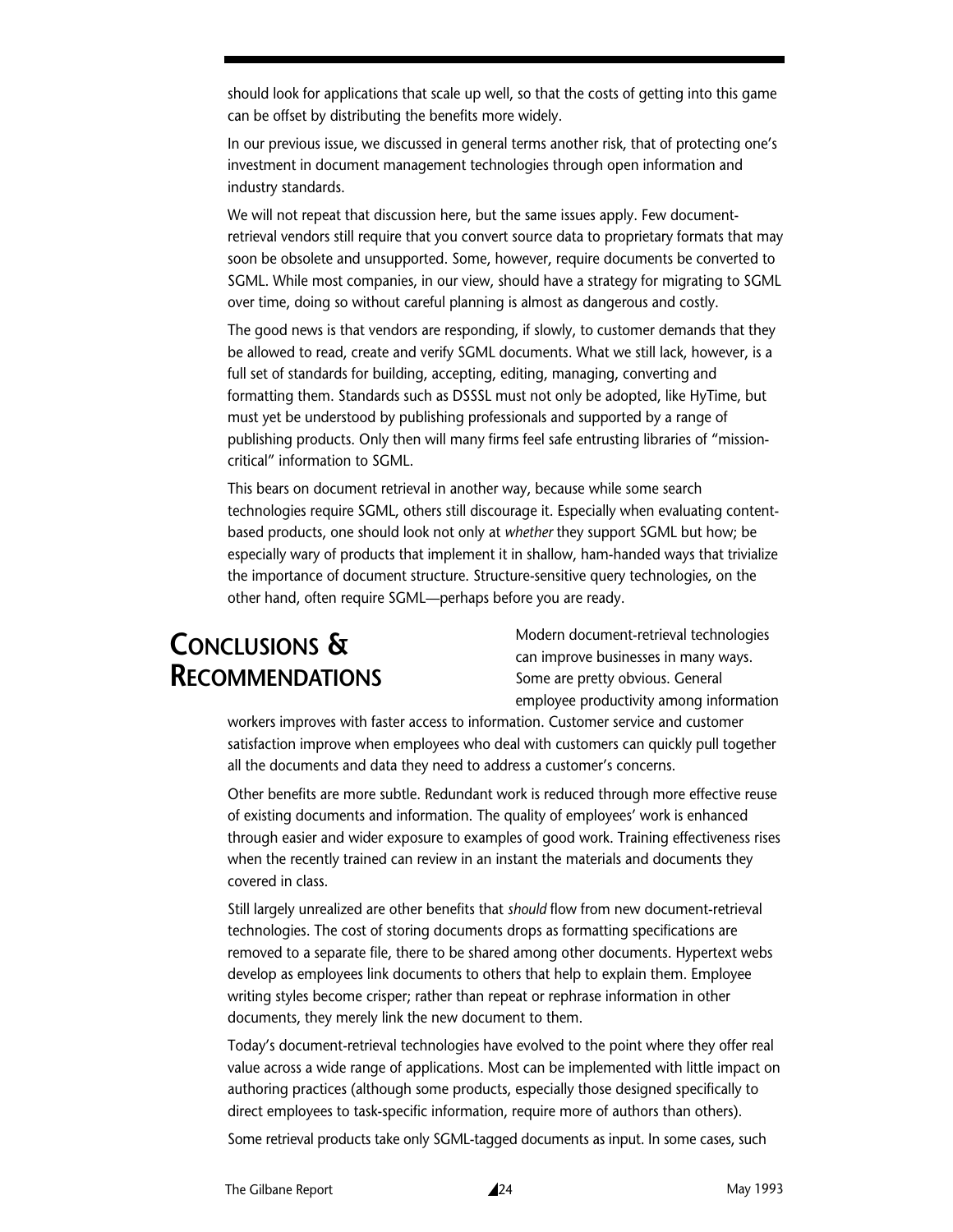should look for applications that scale up well, so that the costs of getting into this game can be offset by distributing the benefits more widely.

In our previous issue, we discussed in general terms another risk, that of protecting one's investment in document management technologies through open information and industry standards.

We will not repeat that discussion here, but the same issues apply. Few document-retrieval vendors still require that you convert source data to proprietary formats that may soon be obsolete and unsupported. Some, however, require documents be converted to SGML. While most companies, in our view, should have a strategy for migrating to SGML over time, doing so without careful planning is almost as dangerous and costly.

The good news is that vendors are responding, if slowly, to customer demands that they be allowed to read, create and verify SGML documents. What we still lack, however, is a full set of standards for building, accepting, editing, managing, converting and formatting them. Standards such as DSSSL must not only be adopted, like HyTime, but must yet be understood by publishing professionals and supported by a range of publishing products. Only then will many firms feel safe entrusting libraries of "mission-critical" information to SGML.

This bears on document retrieval in another way, because while some search technologies require SGML, others still discourage it. Especially when evaluating content-based products, one should look not only at *whether* they support SGML but how; be especially wary of products that implement it in shallow, ham-handed ways that trivialize the importance of document structure. Structure-sensitive query technologies, on the other hand, often require SGML—perhaps before you are ready.

## Conclusions & Recommendations

Modern document-retrieval technologies can improve businesses in many ways. Some are pretty obvious. General employee productivity among information workers improves with faster access to information. Customer service and customer satisfaction improve when employees who deal with customers can quickly pull together all the documents and data they need to address a customer's concerns.

Other benefits are more subtle. Redundant work is reduced through more effective reuse of existing documents and information. The quality of employees' work is enhanced through easier and wider exposure to examples of good work. Training effectiveness rises when the recently trained can review in an instant the materials and documents they covered in class.

Still largely unrealized are other benefits that *should* flow from new document-retrieval technologies. The cost of storing documents drops as formatting specifications are removed to a separate file, there to be shared among other documents. Hypertext webs develop as employees link documents to others that help to explain them. Employee writing styles become crisper; rather than repeat or rephrase information in other documents, they merely link the new document to them.

Today's document-retrieval technologies have evolved to the point where they offer real value across a wide range of applications. Most can be implemented with little impact on authoring practices (although some products, especially those designed specifically to direct employees to task-specific information, require more of authors than others).

Some retrieval products take only SGML-tagged documents as input. In some cases, such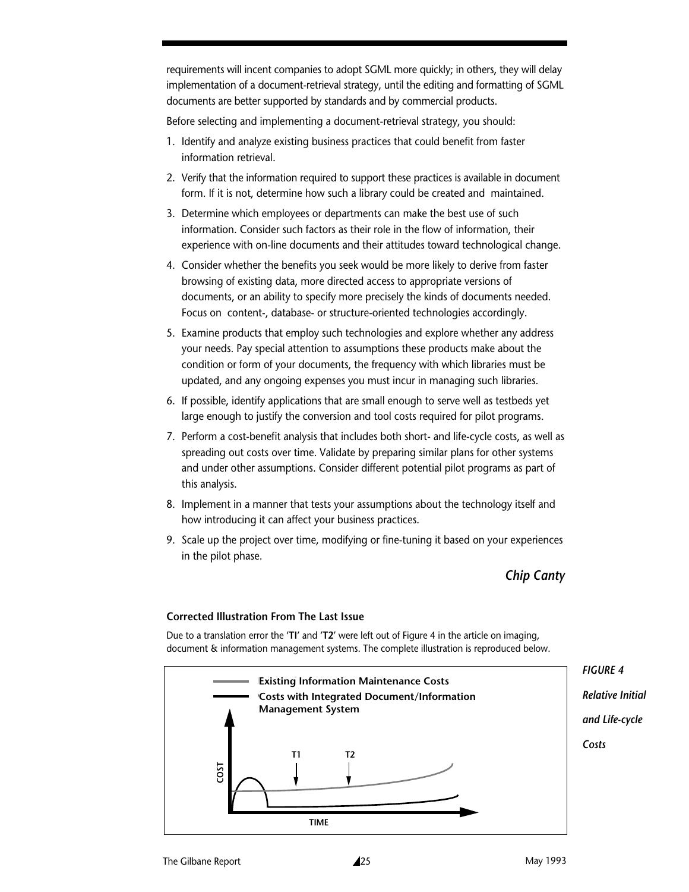requirements will incent companies to adopt SGML more quickly; in others, they will delay implementation of a document-retrieval strategy, until the editing and formatting of SGML documents are better supported by standards and by commercial products.

Before selecting and implementing a document-retrieval strategy, you should:

1. Identify and analyze existing business practices that could benefit from faster information retrieval.
2. Verify that the information required to support these practices is available in document form. If it is not, determine how such a library could be created and maintained.
3. Determine which employees or departments can make the best use of such information. Consider such factors as their role in the flow of information, their experience with on-line documents and their attitudes toward technological change.
4. Consider whether the benefits you seek would be more likely to derive from faster browsing of existing data, more directed access to appropriate versions of documents, or an ability to specify more precisely the kinds of documents needed. Focus on content-, database- or structure-oriented technologies accordingly.
5. Examine products that employ such technologies and explore whether any address your needs. Pay special attention to assumptions these products make about the condition or form of your documents, the frequency with which libraries must be updated, and any ongoing expenses you must incur in managing such libraries.
6. If possible, identify applications that are small enough to serve well as testbeds yet large enough to justify the conversion and tool costs required for pilot programs.
7. Perform a cost-benefit analysis that includes both short- and life-cycle costs, as well as spreading out costs over time. Validate by preparing similar plans for other systems and under other assumptions. Consider different potential pilot programs as part of this analysis.
8. Implement in a manner that tests your assumptions about the technology itself and how introducing it can affect your business practices.
9. Scale up the project over time, modifying or fine-tuning it based on your experiences in the pilot phase.

*Chip Canty*

#### Corrected Illustration From The Last Issue

Due to a translation error the '**TI**' and '**T2**' were left out of Figure 4 in the article on imaging, document & information management systems. The complete illustration is reproduced below.

**Existing Information Maintenance Costs**

**Costs with Integrated Document/Information Management System**

**T1** **T2**

**COST**

**TIME**

*FIGURE 4*

*Relative Initial and Life-cycle Costs*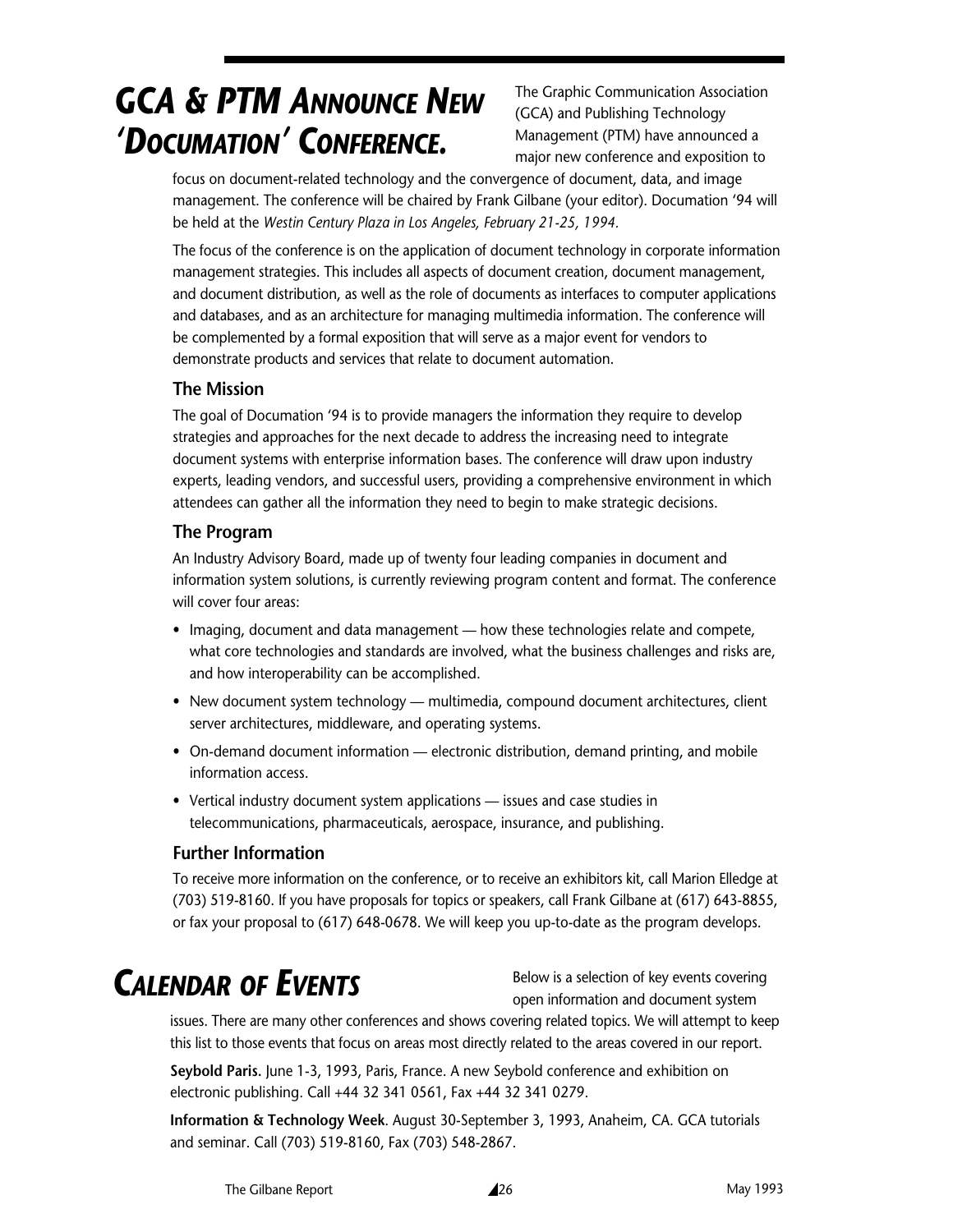## *GCA & PTM ANNOUNCE NEW 'DOCUMATION' CONFERENCE.*

The Graphic Communication Association (GCA) and Publishing Technology Management (PTM) have announced a major new conference and exposition to focus on document-related technology and the convergence of document, data, and image management. The conference will be chaired by Frank Gilbane (your editor). Documation '94 will be held at the *Westin Century Plaza in Los Angeles, February 21-25, 1994.*

The focus of the conference is on the application of document technology in corporate information management strategies. This includes all aspects of document creation, document management, and document distribution, as well as the role of documents as interfaces to computer applications and databases, and as an architecture for managing multimedia information. The conference will be complemented by a formal exposition that will serve as a major event for vendors to demonstrate products and services that relate to document automation.

### The Mission

The goal of Documation '94 is to provide managers the information they require to develop strategies and approaches for the next decade to address the increasing need to integrate document systems with enterprise information bases. The conference will draw upon industry experts, leading vendors, and successful users, providing a comprehensive environment in which attendees can gather all the information they need to begin to make strategic decisions.

### The Program

An Industry Advisory Board, made up of twenty four leading companies in document and information system solutions, is currently reviewing program content and format. The conference will cover four areas:

- Imaging, document and data management — how these technologies relate and compete, what core technologies and standards are involved, what the business challenges and risks are, and how interoperability can be accomplished.
- New document system technology — multimedia, compound document architectures, client server architectures, middleware, and operating systems.
- On-demand document information — electronic distribution, demand printing, and mobile information access.
- Vertical industry document system applications — issues and case studies in telecommunications, pharmaceuticals, aerospace, insurance, and publishing.

### Further Information

To receive more information on the conference, or to receive an exhibitors kit, call Marion Elledge at (703) 519-8160. If you have proposals for topics or speakers, call Frank Gilbane at (617) 643-8855, or fax your proposal to (617) 648-0678. We will keep you up-to-date as the program develops.

## *CALENDAR OF EVENTS*

Below is a selection of key events covering open information and document system issues. There are many other conferences and shows covering related topics. We will attempt to keep this list to those events that focus on areas most directly related to the areas covered in our report.

**Seybold Paris**. June 1-3, 1993, Paris, France. A new Seybold conference and exhibition on electronic publishing. Call +44 32 341 0561, Fax +44 32 341 0279.

**Information & Technology Week**. August 30-September 3, 1993, Anaheim, CA. GCA tutorials and seminar. Call (703) 519-8160, Fax (703) 548-2867.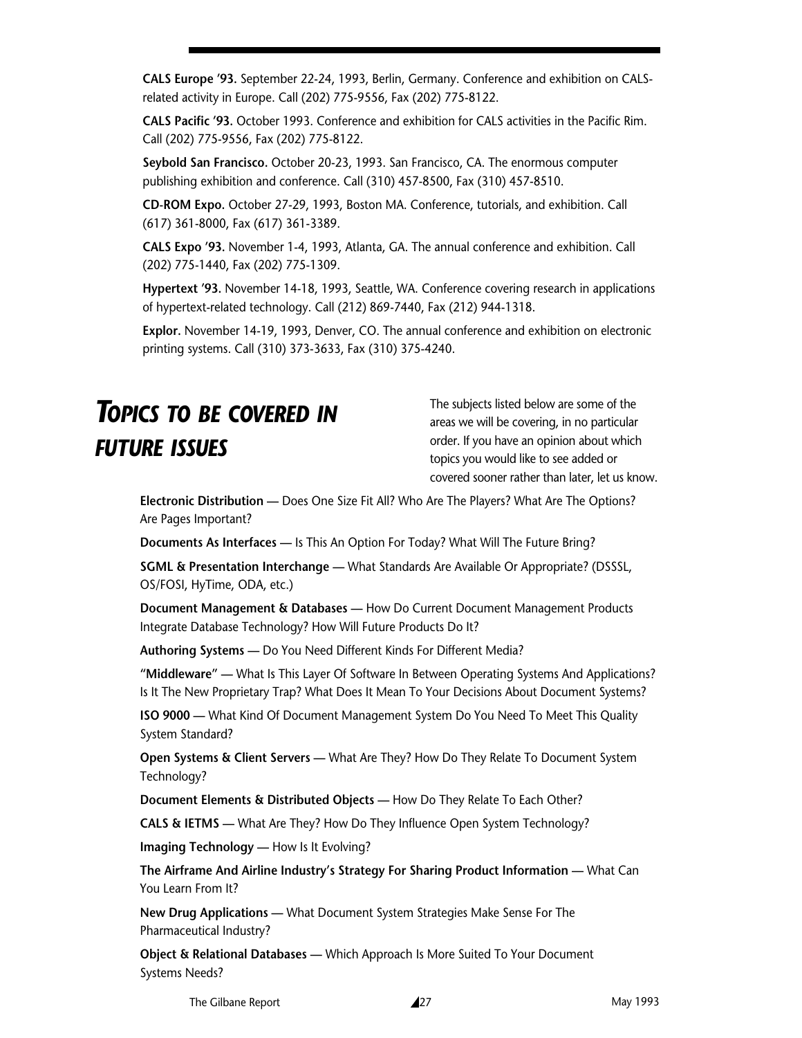**CALS Europe '93.** September 22-24, 1993, Berlin, Germany. Conference and exhibition on CALS-related activity in Europe. Call (202) 775-9556, Fax (202) 775-8122.

**CALS Pacific '93.** October 1993. Conference and exhibition for CALS activities in the Pacific Rim. Call (202) 775-9556, Fax (202) 775-8122.

**Seybold San Francisco.** October 20-23, 1993. San Francisco, CA. The enormous computer publishing exhibition and conference. Call (310) 457-8500, Fax (310) 457-8510.

**CD-ROM Expo.** October 27-29, 1993, Boston MA. Conference, tutorials, and exhibition. Call (617) 361-8000, Fax (617) 361-3389.

**CALS Expo '93.** November 1-4, 1993, Atlanta, GA. The annual conference and exhibition. Call (202) 775-1440, Fax (202) 775-1309.

**Hypertext '93.** November 14-18, 1993, Seattle, WA. Conference covering research in applications of hypertext-related technology. Call (212) 869-7440, Fax (212) 944-1318.

**Explor.** November 14-19, 1993, Denver, CO. The annual conference and exhibition on electronic printing systems. Call (310) 373-3633, Fax (310) 375-4240.

# *Topics to be covered in future issues*

The subjects listed below are some of the areas we will be covering, in no particular order. If you have an opinion about which topics you would like to see added or covered sooner rather than later, let us know.

**Electronic Distribution** — Does One Size Fit All? Who Are The Players? What Are The Options? Are Pages Important?

**Documents As Interfaces** — Is This An Option For Today? What Will The Future Bring?

**SGML & Presentation Interchange** — What Standards Are Available Or Appropriate? (DSSSL, OS/FOSI, HyTime, ODA, etc.)

**Document Management & Databases** — How Do Current Document Management Products Integrate Database Technology? How Will Future Products Do It?

**Authoring Systems** — Do You Need Different Kinds For Different Media?

**"Middleware"** — What Is This Layer Of Software In Between Operating Systems And Applications? Is It The New Proprietary Trap? What Does It Mean To Your Decisions About Document Systems?

**ISO 9000** — What Kind Of Document Management System Do You Need To Meet This Quality System Standard?

**Open Systems & Client Servers** — What Are They? How Do They Relate To Document System Technology?

**Document Elements & Distributed Objects** — How Do They Relate To Each Other?

**CALS & IETMS** — What Are They? How Do They Influence Open System Technology?

**Imaging Technology** — How Is It Evolving?

**The Airframe And Airline Industry's Strategy For Sharing Product Information** — What Can You Learn From It?

**New Drug Applications** — What Document System Strategies Make Sense For The Pharmaceutical Industry?

**Object & Relational Databases** — Which Approach Is More Suited To Your Document Systems Needs?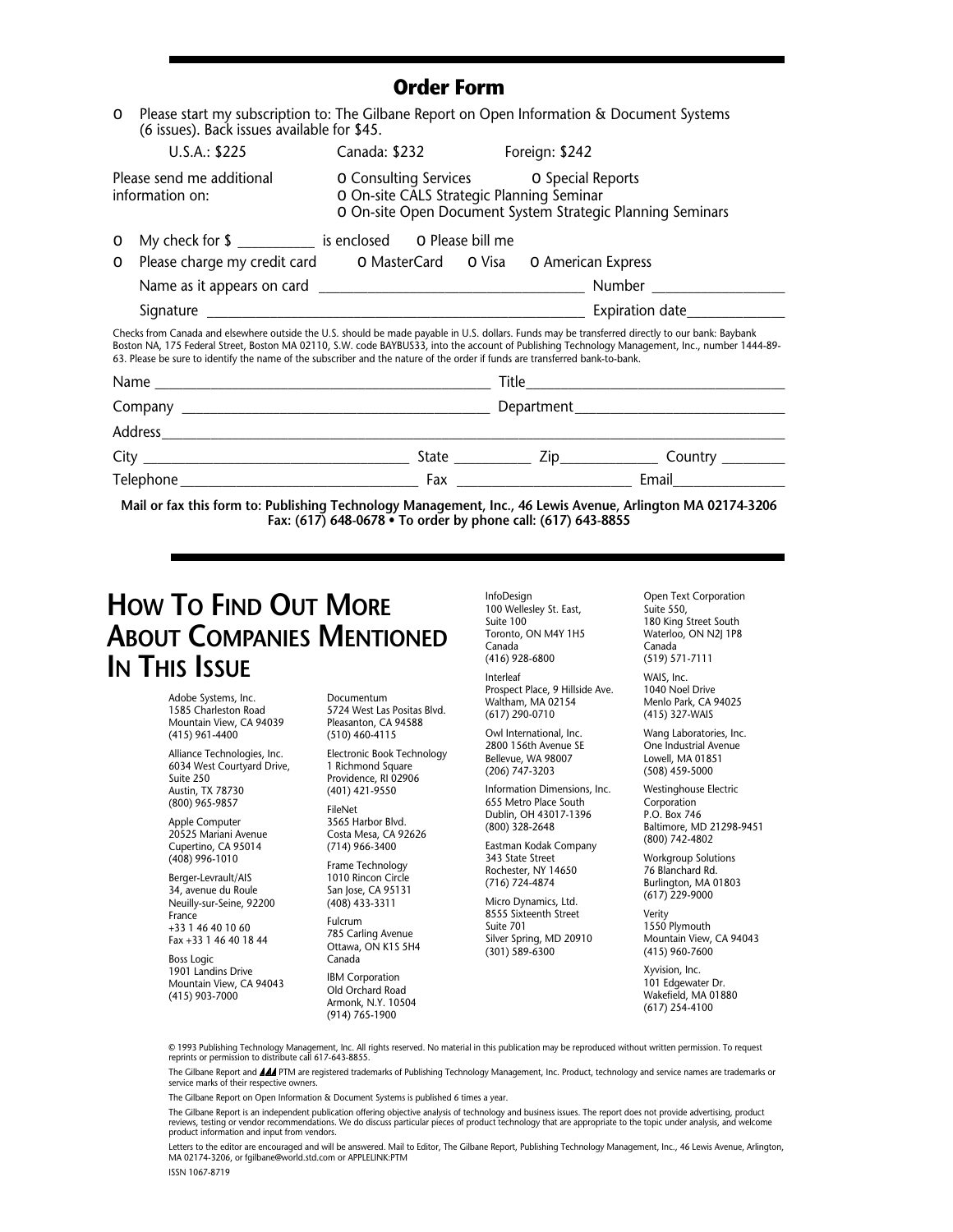## Order Form

o Please start my subscription to: The Gilbane Report on Open Information & Document Systems (6 issues). Back issues available for $45.

U.S.A.: $225 Canada: $232 Foreign: $242

Please send me additional information on:
o Consulting Services o Special Reports
o On-site CALS Strategic Planning Seminar
o On-site Open Document System Strategic Planning Seminars

o My check for $ __________ is enclosed o Please bill me

o Please charge my credit card o MasterCard o Visa o American Express

Name as it appears on card ______________________________ Number ________________

Signature ____________________________________________ Expiration date____________

Checks from Canada and elsewhere outside the U.S. should be made payable in U.S. dollars. Funds may be transferred directly to our bank: Baybank Boston NA, 175 Federal Street, Boston MA 02110, S.W. code BAYBUS33, into the account of Publishing Technology Management, Inc., number 1444-89-63. Please be sure to identify the name of the subscriber and the nature of the order if funds are transferred bank-to-bank.

Name ________________________________________ Title_______________________________

Company ____________________________________ Department__________________________

Address______________________________________________________________________

City ______________________________ State __________ Zip____________ Country ________

Telephone ___________________________ Fax ______________________ Email______________

**Mail or fax this form to: Publishing Technology Management, Inc., 46 Lewis Avenue, Arlington MA 02174-3206**
**Fax: (617) 648-0678 • To order by phone call: (617) 643-8855**

## How To Find Out More About Companies Mentioned In This Issue

Adobe Systems, Inc.
1585 Charleston Road
Mountain View, CA 94039
(415) 961-4400

Alliance Technologies, Inc.
6034 West Courtyard Drive, Suite 250
Austin, TX 78730
(800) 965-9857

Apple Computer
20525 Mariani Avenue
Cupertino, CA 95014
(408) 996-1010

Berger-Levrault/AIS
34, avenue du Roule
Neuilly-sur-Seine, 92200
France
+33 1 46 40 10 60
Fax +33 1 46 40 18 44

Boss Logic
1901 Landins Drive
Mountain View, CA 94043
(415) 903-7000

Documentum
5724 West Las Positas Blvd.
Pleasanton, CA 94588
(510) 460-4115

Electronic Book Technology
1 Richmond Square
Providence, RI 02906
(401) 421-9550

FileNet
3565 Harbor Blvd.
Costa Mesa, CA 92626
(714) 966-3400

Frame Technology
1010 Rincon Circle
San Jose, CA 95131
(408) 433-3311

Fulcrum
785 Carling Avenue
Ottawa, ON K1S 5H4
Canada

IBM Corporation
Old Orchard Road
Armonk, N.Y. 10504
(914) 765-1900

InfoDesign
100 Wellesley St. East, Suite 100
Toronto, ON M4Y 1H5
Canada
(416) 928-6800

Interleaf
Prospect Place, 9 Hillside Ave.
Waltham, MA 02154
(617) 290-0710

Owl International, Inc.
2800 156th Avenue SE
Bellevue, WA 98007
(206) 747-3203

Information Dimensions, Inc.
655 Metro Place South
Dublin, OH 43017-1396
(800) 328-2648

Eastman Kodak Company
343 State Street
Rochester, NY 14650
(716) 724-4874

Micro Dynamics, Ltd.
8555 Sixteenth Street
Suite 701
Silver Spring, MD 20910
(301) 589-6300

Open Text Corporation
Suite 550,
180 King Street South
Waterloo, ON N2J 1P8
Canada
(519) 571-7111

WAIS, Inc.
1040 Noel Drive
Menlo Park, CA 94025
(415) 327-WAIS

Wang Laboratories, Inc.
One Industrial Avenue
Lowell, MA 01851
(508) 459-5000

Westinghouse Electric Corporation
P.O. Box 746
Baltimore, MD 21298-9451
(800) 742-4802

Workgroup Solutions
76 Blanchard Rd.
Burlington, MA 01803
(617) 229-9000

Verity
1550 Plymouth
Mountain View, CA 94043
(415) 960-7600

Xyvision, Inc.
101 Edgewater Dr.
Wakefield, MA 01880
(617) 254-4100

© 1993 Publishing Technology Management, Inc. All rights reserved. No material in this publication may be reproduced without written permission. To request reprints or permission to distribute call 617-643-8855.

The Gilbane Report and PTM are registered trademarks of Publishing Technology Management, Inc. Product, technology and service names are trademarks or service marks of their respective owners.

The Gilbane Report on Open Information & Document Systems is published 6 times a year.

The Gilbane Report is an independent publication offering objective analysis of technology and business issues. The report does not provide advertising, product reviews, testing or vendor recommendations. We do discuss particular pieces of product technology that are appropriate to the topic under analysis, and welcome product information and input from vendors.

Letters to the editor are encouraged and will be answered. Mail to Editor, The Gilbane Report, Publishing Technology Management, Inc., 46 Lewis Avenue, Arlington, MA 02174-3206, or fgilbane@world.std.com or APPLELINK:PTM

ISSN 1067-8719